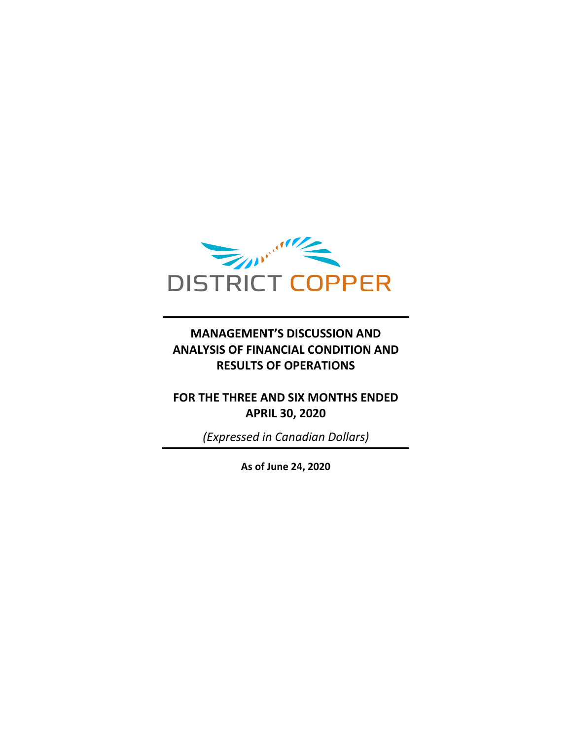DISTRICT COPPER

# MANAGEMENT'S DISCUSSION AND ANALYSIS OF FINANCIAL CONDITION AND RESULTS OF OPERATIONS

## FOR THE THREE AND SIX MONTHS ENDED APRIL 30, 2020

*(Expressed in Canadian Dollars)*

**As of June 24, 2020**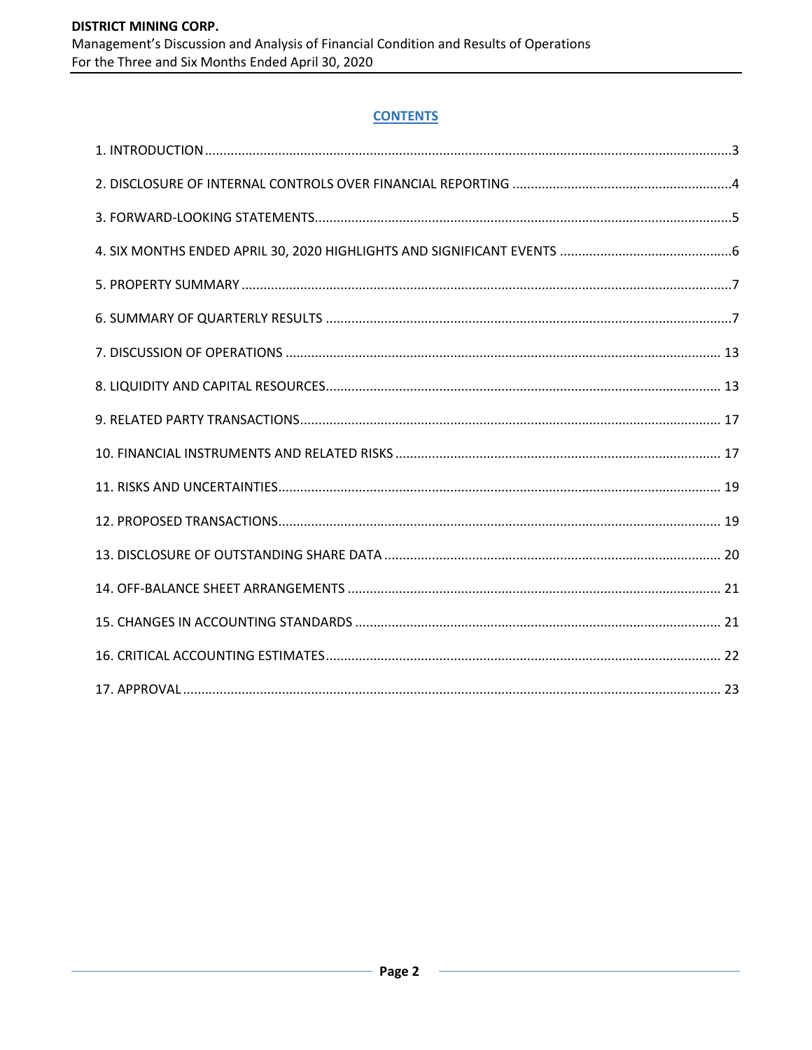## CONTENTS

1. INTRODUCTION .......... 3
2. DISCLOSURE OF INTERNAL CONTROLS OVER FINANCIAL REPORTING .......... 4
3. FORWARD-LOOKING STATEMENTS .......... 5
4. SIX MONTHS ENDED APRIL 30, 2020 HIGHLIGHTS AND SIGNIFICANT EVENTS .......... 6
5. PROPERTY SUMMARY .......... 7
6. SUMMARY OF QUARTERLY RESULTS .......... 7
7. DISCUSSION OF OPERATIONS .......... 13
8. LIQUIDITY AND CAPITAL RESOURCES .......... 13
9. RELATED PARTY TRANSACTIONS .......... 17
10. FINANCIAL INSTRUMENTS AND RELATED RISKS .......... 17
11. RISKS AND UNCERTAINTIES .......... 19
12. PROPOSED TRANSACTIONS .......... 19
13. DISCLOSURE OF OUTSTANDING SHARE DATA .......... 20
14. OFF-BALANCE SHEET ARRANGEMENTS .......... 21
15. CHANGES IN ACCOUNTING STANDARDS .......... 21
16. CRITICAL ACCOUNTING ESTIMATES .......... 22
17. APPROVAL .......... 23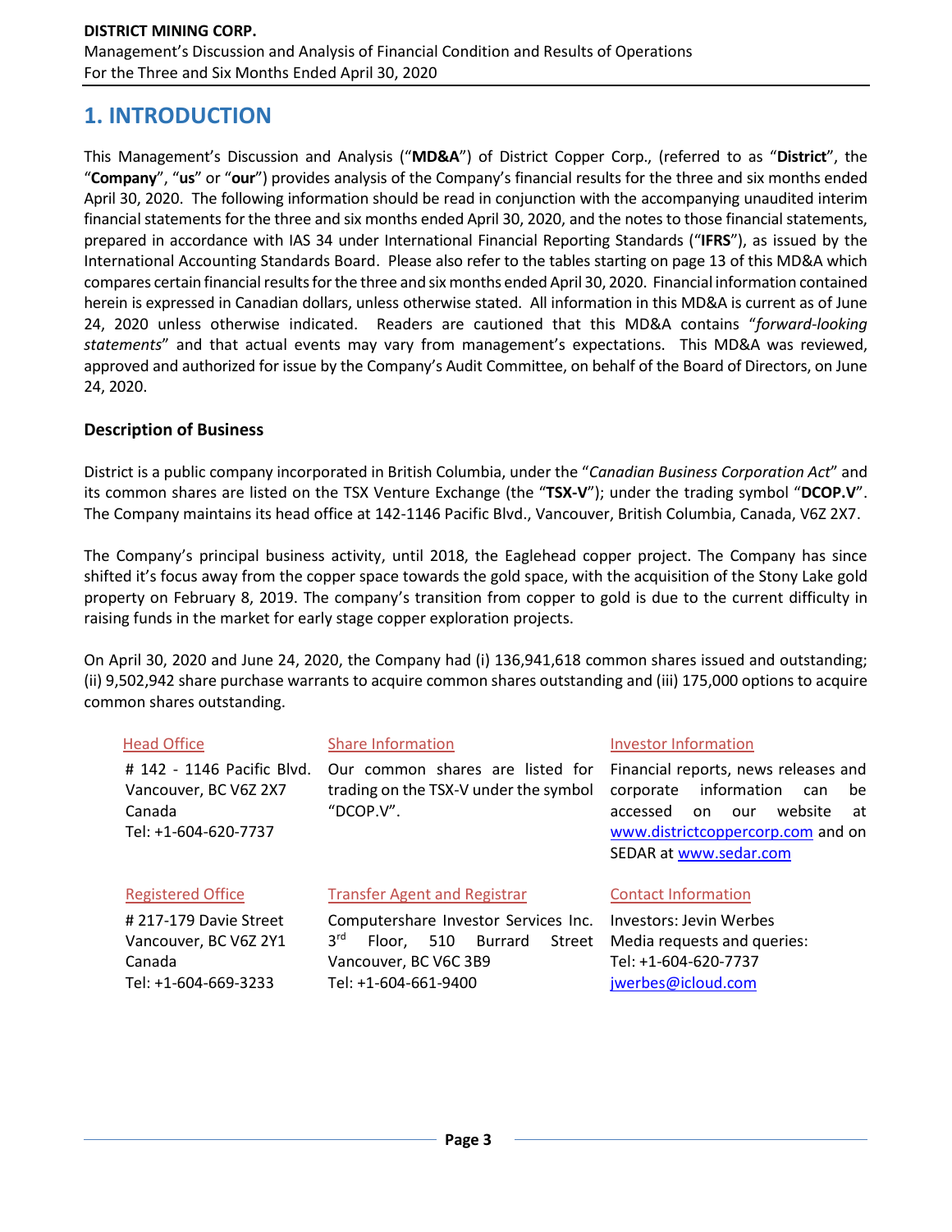# 1. INTRODUCTION

This Management's Discussion and Analysis ("**MD&A**") of District Copper Corp., (referred to as "**District**", the "**Company**", "**us**" or "**our**") provides analysis of the Company's financial results for the three and six months ended April 30, 2020. The following information should be read in conjunction with the accompanying unaudited interim financial statements for the three and six months ended April 30, 2020, and the notes to those financial statements, prepared in accordance with IAS 34 under International Financial Reporting Standards ("**IFRS**"), as issued by the International Accounting Standards Board. Please also refer to the tables starting on page 13 of this MD&A which compares certain financial results for the three and six months ended April 30, 2020. Financial information contained herein is expressed in Canadian dollars, unless otherwise stated. All information in this MD&A is current as of June 24, 2020 unless otherwise indicated. Readers are cautioned that this MD&A contains "*forward-looking statements*" and that actual events may vary from management's expectations. This MD&A was reviewed, approved and authorized for issue by the Company's Audit Committee, on behalf of the Board of Directors, on June 24, 2020.

### Description of Business

District is a public company incorporated in British Columbia, under the "*Canadian Business Corporation Act*" and its common shares are listed on the TSX Venture Exchange (the "**TSX-V**"); under the trading symbol "**DCOP.V**". The Company maintains its head office at 142-1146 Pacific Blvd., Vancouver, British Columbia, Canada, V6Z 2X7.

The Company's principal business activity, until 2018, the Eaglehead copper project. The Company has since shifted it's focus away from the copper space towards the gold space, with the acquisition of the Stony Lake gold property on February 8, 2019. The company's transition from copper to gold is due to the current difficulty in raising funds in the market for early stage copper exploration projects.

On April 30, 2020 and June 24, 2020, the Company had (i) 136,941,618 common shares issued and outstanding; (ii) 9,502,942 share purchase warrants to acquire common shares outstanding and (iii) 175,000 options to acquire common shares outstanding.

Head Office

\# 142 - 1146 Pacific Blvd.
Vancouver, BC V6Z 2X7
Canada
Tel: +1-604-620-7737

Share Information

Our common shares are listed for trading on the TSX-V under the symbol "DCOP.V".

Investor Information

Financial reports, news releases and corporate information can be accessed on our website at www.districtcoppercorp.com and on SEDAR at www.sedar.com

Registered Office

\# 217-179 Davie Street
Vancouver, BC V6Z 2Y1
Canada
Tel: +1-604-669-3233

Transfer Agent and Registrar

Computershare Investor Services Inc.
3rd Floor, 510 Burrard Street
Vancouver, BC V6C 3B9
Tel: +1-604-661-9400

Contact Information

Investors: Jevin Werbes
Media requests and queries:
Tel: +1-604-620-7737
jwerbes@icloud.com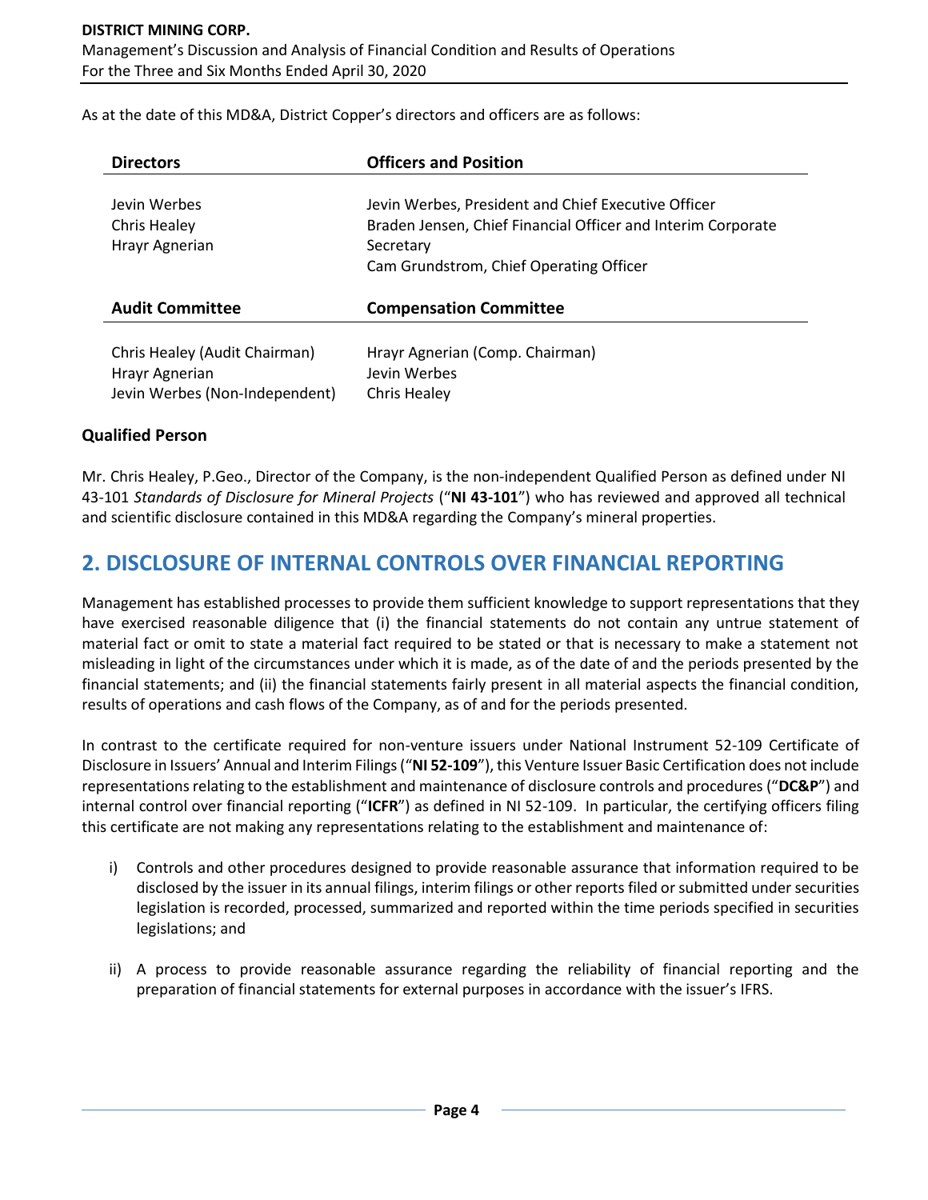As at the date of this MD&A, District Copper's directors and officers are as follows:

| Directors | Officers and Position |
|---|---|
| Jevin Werbes | Jevin Werbes, President and Chief Executive Officer |
| Chris Healey | Braden Jensen, Chief Financial Officer and Interim Corporate Secretary |
| Hrayr Agnerian | Cam Grundstrom, Chief Operating Officer |

| Audit Committee | Compensation Committee |
|---|---|
| Chris Healey (Audit Chairman) | Hrayr Agnerian (Comp. Chairman) |
| Hrayr Agnerian | Jevin Werbes |
| Jevin Werbes (Non-Independent) | Chris Healey |

### Qualified Person

Mr. Chris Healey, P.Geo., Director of the Company, is the non-independent Qualified Person as defined under NI 43-101 *Standards of Disclosure for Mineral Projects* ("**NI 43-101**") who has reviewed and approved all technical and scientific disclosure contained in this MD&A regarding the Company's mineral properties.

## 2. DISCLOSURE OF INTERNAL CONTROLS OVER FINANCIAL REPORTING

Management has established processes to provide them sufficient knowledge to support representations that they have exercised reasonable diligence that (i) the financial statements do not contain any untrue statement of material fact or omit to state a material fact required to be stated or that is necessary to make a statement not misleading in light of the circumstances under which it is made, as of the date of and the periods presented by the financial statements; and (ii) the financial statements fairly present in all material aspects the financial condition, results of operations and cash flows of the Company, as of and for the periods presented.

In contrast to the certificate required for non-venture issuers under National Instrument 52-109 Certificate of Disclosure in Issuers' Annual and Interim Filings ("**NI 52-109**"), this Venture Issuer Basic Certification does not include representations relating to the establishment and maintenance of disclosure controls and procedures ("**DC&P**") and internal control over financial reporting ("**ICFR**") as defined in NI 52-109. In particular, the certifying officers filing this certificate are not making any representations relating to the establishment and maintenance of:

i) Controls and other procedures designed to provide reasonable assurance that information required to be disclosed by the issuer in its annual filings, interim filings or other reports filed or submitted under securities legislation is recorded, processed, summarized and reported within the time periods specified in securities legislations; and

ii) A process to provide reasonable assurance regarding the reliability of financial reporting and the preparation of financial statements for external purposes in accordance with the issuer's IFRS.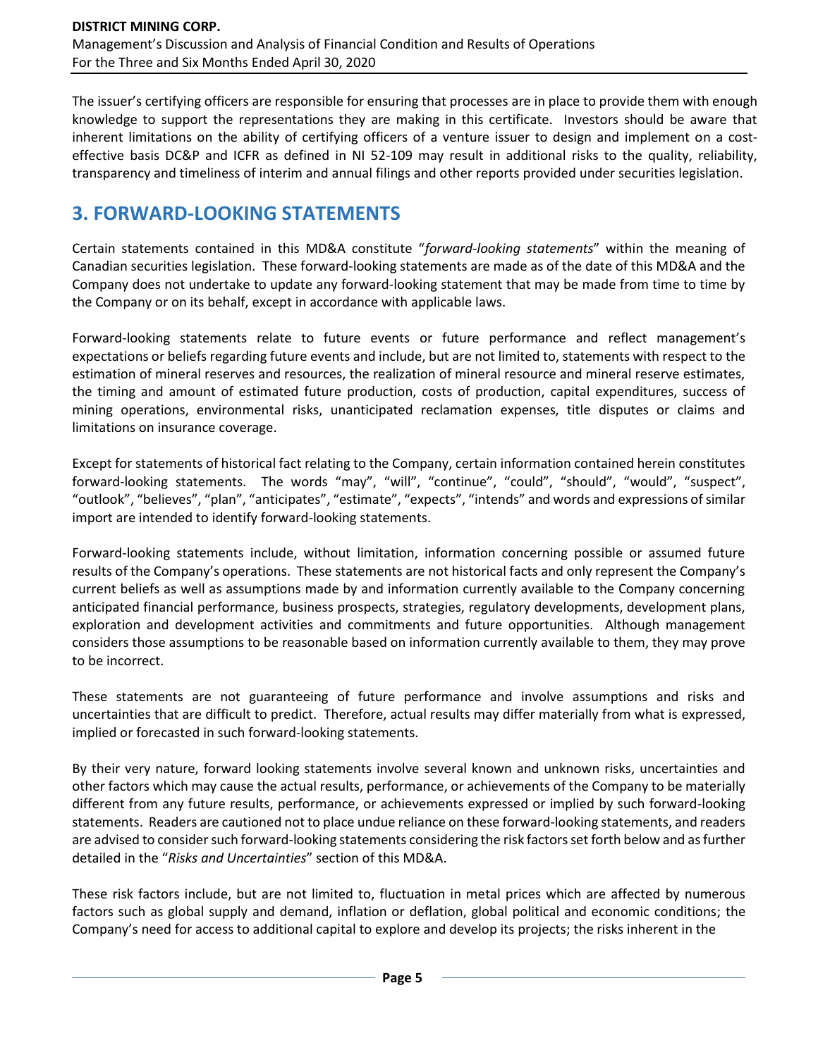The issuer's certifying officers are responsible for ensuring that processes are in place to provide them with enough knowledge to support the representations they are making in this certificate. Investors should be aware that inherent limitations on the ability of certifying officers of a venture issuer to design and implement on a cost-effective basis DC&P and ICFR as defined in NI 52-109 may result in additional risks to the quality, reliability, transparency and timeliness of interim and annual filings and other reports provided under securities legislation.

## 3. FORWARD-LOOKING STATEMENTS

Certain statements contained in this MD&A constitute "*forward-looking statements*" within the meaning of Canadian securities legislation. These forward-looking statements are made as of the date of this MD&A and the Company does not undertake to update any forward-looking statement that may be made from time to time by the Company or on its behalf, except in accordance with applicable laws.

Forward-looking statements relate to future events or future performance and reflect management's expectations or beliefs regarding future events and include, but are not limited to, statements with respect to the estimation of mineral reserves and resources, the realization of mineral resource and mineral reserve estimates, the timing and amount of estimated future production, costs of production, capital expenditures, success of mining operations, environmental risks, unanticipated reclamation expenses, title disputes or claims and limitations on insurance coverage.

Except for statements of historical fact relating to the Company, certain information contained herein constitutes forward-looking statements. The words "may", "will", "continue", "could", "should", "would", "suspect", "outlook", "believes", "plan", "anticipates", "estimate", "expects", "intends" and words and expressions of similar import are intended to identify forward-looking statements.

Forward-looking statements include, without limitation, information concerning possible or assumed future results of the Company's operations. These statements are not historical facts and only represent the Company's current beliefs as well as assumptions made by and information currently available to the Company concerning anticipated financial performance, business prospects, strategies, regulatory developments, development plans, exploration and development activities and commitments and future opportunities. Although management considers those assumptions to be reasonable based on information currently available to them, they may prove to be incorrect.

These statements are not guaranteeing of future performance and involve assumptions and risks and uncertainties that are difficult to predict. Therefore, actual results may differ materially from what is expressed, implied or forecasted in such forward-looking statements.

By their very nature, forward looking statements involve several known and unknown risks, uncertainties and other factors which may cause the actual results, performance, or achievements of the Company to be materially different from any future results, performance, or achievements expressed or implied by such forward-looking statements. Readers are cautioned not to place undue reliance on these forward-looking statements, and readers are advised to consider such forward-looking statements considering the risk factors set forth below and as further detailed in the "*Risks and Uncertainties*" section of this MD&A.

These risk factors include, but are not limited to, fluctuation in metal prices which are affected by numerous factors such as global supply and demand, inflation or deflation, global political and economic conditions; the Company's need for access to additional capital to explore and develop its projects; the risks inherent in the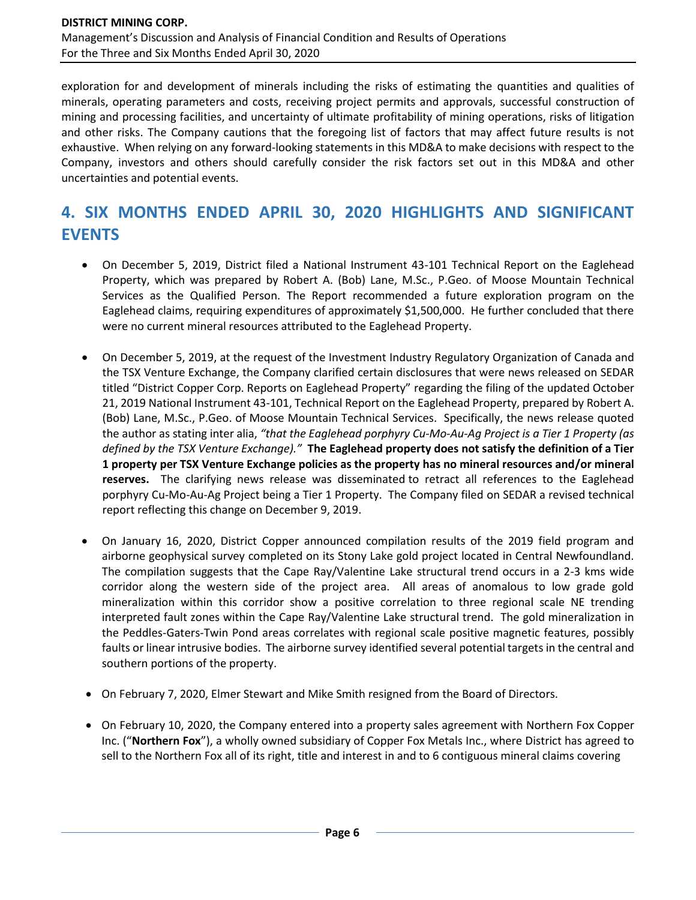exploration for and development of minerals including the risks of estimating the quantities and qualities of minerals, operating parameters and costs, receiving project permits and approvals, successful construction of mining and processing facilities, and uncertainty of ultimate profitability of mining operations, risks of litigation and other risks. The Company cautions that the foregoing list of factors that may affect future results is not exhaustive. When relying on any forward-looking statements in this MD&A to make decisions with respect to the Company, investors and others should carefully consider the risk factors set out in this MD&A and other uncertainties and potential events.

# 4. SIX MONTHS ENDED APRIL 30, 2020 HIGHLIGHTS AND SIGNIFICANT EVENTS

- On December 5, 2019, District filed a National Instrument 43-101 Technical Report on the Eaglehead Property, which was prepared by Robert A. (Bob) Lane, M.Sc., P.Geo. of Moose Mountain Technical Services as the Qualified Person. The Report recommended a future exploration program on the Eaglehead claims, requiring expenditures of approximately $1,500,000. He further concluded that there were no current mineral resources attributed to the Eaglehead Property.

- On December 5, 2019, at the request of the Investment Industry Regulatory Organization of Canada and the TSX Venture Exchange, the Company clarified certain disclosures that were news released on SEDAR titled "District Copper Corp. Reports on Eaglehead Property" regarding the filing of the updated October 21, 2019 National Instrument 43-101, Technical Report on the Eaglehead Property, prepared by Robert A. (Bob) Lane, M.Sc., P.Geo. of Moose Mountain Technical Services. Specifically, the news release quoted the author as stating inter alia, *"that the Eaglehead porphyry Cu-Mo-Au-Ag Project is a Tier 1 Property (as defined by the TSX Venture Exchange)."* **The Eaglehead property does not satisfy the definition of a Tier 1 property per TSX Venture Exchange policies as the property has no mineral resources and/or mineral reserves.** The clarifying news release was disseminated to retract all references to the Eaglehead porphyry Cu-Mo-Au-Ag Project being a Tier 1 Property. The Company filed on SEDAR a revised technical report reflecting this change on December 9, 2019.

- On January 16, 2020, District Copper announced compilation results of the 2019 field program and airborne geophysical survey completed on its Stony Lake gold project located in Central Newfoundland. The compilation suggests that the Cape Ray/Valentine Lake structural trend occurs in a 2-3 kms wide corridor along the western side of the project area. All areas of anomalous to low grade gold mineralization within this corridor show a positive correlation to three regional scale NE trending interpreted fault zones within the Cape Ray/Valentine Lake structural trend. The gold mineralization in the Peddles-Gaters-Twin Pond areas correlates with regional scale positive magnetic features, possibly faults or linear intrusive bodies. The airborne survey identified several potential targets in the central and southern portions of the property.

- On February 7, 2020, Elmer Stewart and Mike Smith resigned from the Board of Directors.

- On February 10, 2020, the Company entered into a property sales agreement with Northern Fox Copper Inc. ("**Northern Fox**"), a wholly owned subsidiary of Copper Fox Metals Inc., where District has agreed to sell to the Northern Fox all of its right, title and interest in and to 6 contiguous mineral claims covering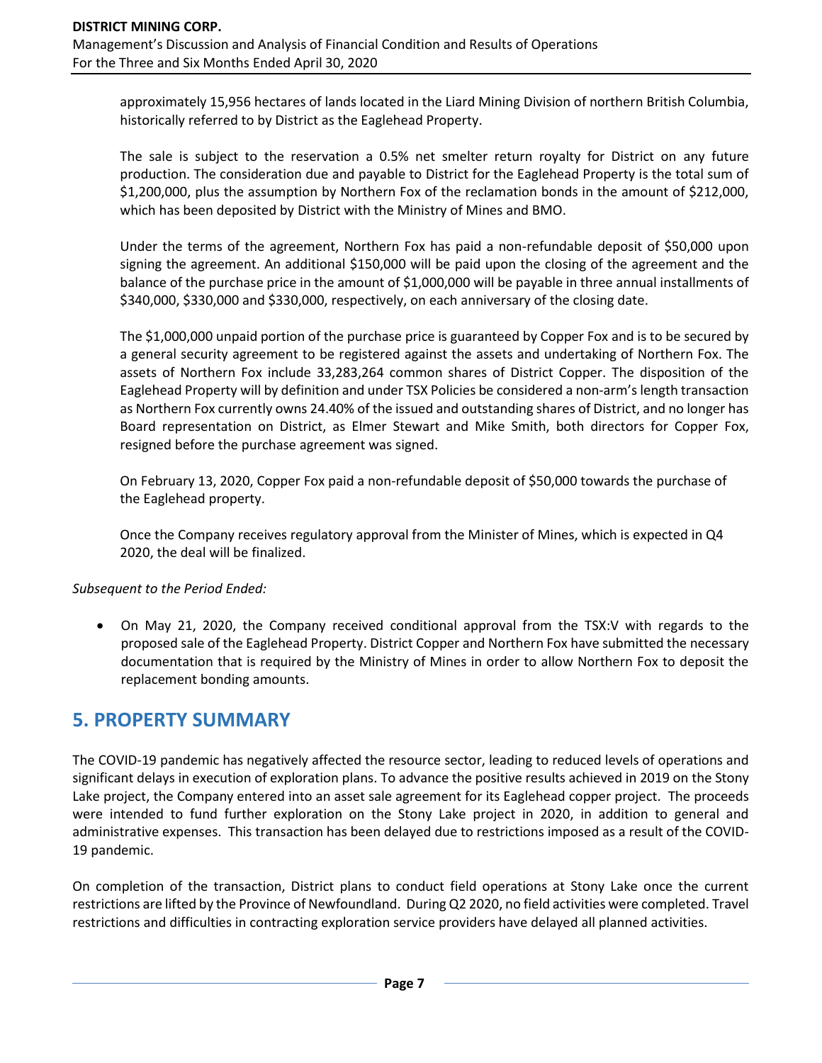approximately 15,956 hectares of lands located in the Liard Mining Division of northern British Columbia, historically referred to by District as the Eaglehead Property.

The sale is subject to the reservation a 0.5% net smelter return royalty for District on any future production. The consideration due and payable to District for the Eaglehead Property is the total sum of $1,200,000, plus the assumption by Northern Fox of the reclamation bonds in the amount of $212,000, which has been deposited by District with the Ministry of Mines and BMO.

Under the terms of the agreement, Northern Fox has paid a non-refundable deposit of $50,000 upon signing the agreement. An additional $150,000 will be paid upon the closing of the agreement and the balance of the purchase price in the amount of $1,000,000 will be payable in three annual installments of $340,000, $330,000 and $330,000, respectively, on each anniversary of the closing date.

The $1,000,000 unpaid portion of the purchase price is guaranteed by Copper Fox and is to be secured by a general security agreement to be registered against the assets and undertaking of Northern Fox. The assets of Northern Fox include 33,283,264 common shares of District Copper. The disposition of the Eaglehead Property will by definition and under TSX Policies be considered a non-arm's length transaction as Northern Fox currently owns 24.40% of the issued and outstanding shares of District, and no longer has Board representation on District, as Elmer Stewart and Mike Smith, both directors for Copper Fox, resigned before the purchase agreement was signed.

On February 13, 2020, Copper Fox paid a non-refundable deposit of $50,000 towards the purchase of the Eaglehead property.

Once the Company receives regulatory approval from the Minister of Mines, which is expected in Q4 2020, the deal will be finalized.

*Subsequent to the Period Ended:*

- On May 21, 2020, the Company received conditional approval from the TSX:V with regards to the proposed sale of the Eaglehead Property. District Copper and Northern Fox have submitted the necessary documentation that is required by the Ministry of Mines in order to allow Northern Fox to deposit the replacement bonding amounts.

# 5. PROPERTY SUMMARY

The COVID-19 pandemic has negatively affected the resource sector, leading to reduced levels of operations and significant delays in execution of exploration plans. To advance the positive results achieved in 2019 on the Stony Lake project, the Company entered into an asset sale agreement for its Eaglehead copper project. The proceeds were intended to fund further exploration on the Stony Lake project in 2020, in addition to general and administrative expenses. This transaction has been delayed due to restrictions imposed as a result of the COVID-19 pandemic.

On completion of the transaction, District plans to conduct field operations at Stony Lake once the current restrictions are lifted by the Province of Newfoundland. During Q2 2020, no field activities were completed. Travel restrictions and difficulties in contracting exploration service providers have delayed all planned activities.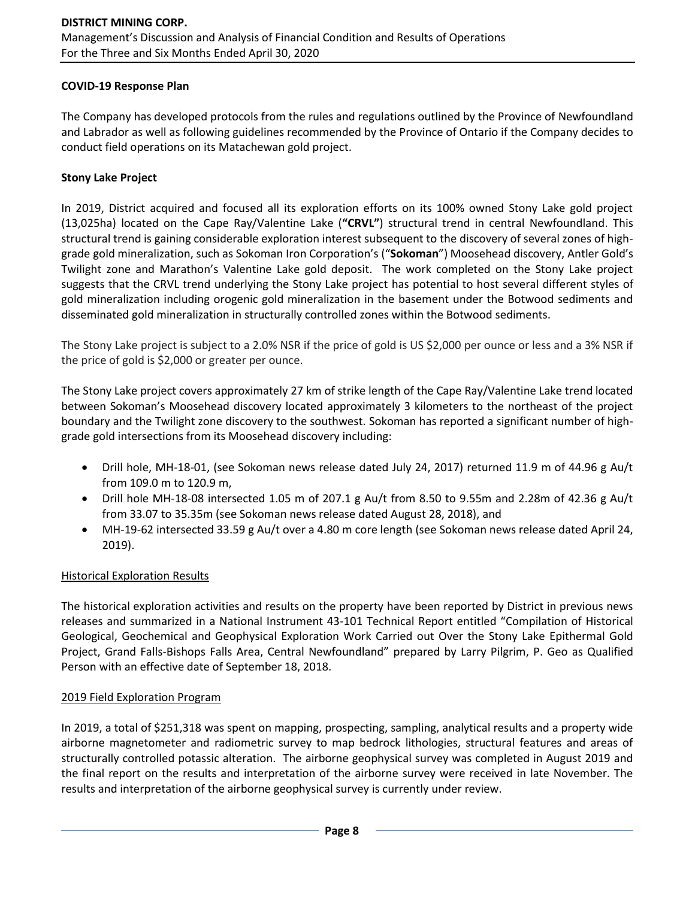**COVID-19 Response Plan**

The Company has developed protocols from the rules and regulations outlined by the Province of Newfoundland and Labrador as well as following guidelines recommended by the Province of Ontario if the Company decides to conduct field operations on its Matachewan gold project.

**Stony Lake Project**

In 2019, District acquired and focused all its exploration efforts on its 100% owned Stony Lake gold project (13,025ha) located on the Cape Ray/Valentine Lake (**"CRVL"**) structural trend in central Newfoundland. This structural trend is gaining considerable exploration interest subsequent to the discovery of several zones of high-grade gold mineralization, such as Sokoman Iron Corporation's ("**Sokoman**") Moosehead discovery, Antler Gold's Twilight zone and Marathon's Valentine Lake gold deposit. The work completed on the Stony Lake project suggests that the CRVL trend underlying the Stony Lake project has potential to host several different styles of gold mineralization including orogenic gold mineralization in the basement under the Botwood sediments and disseminated gold mineralization in structurally controlled zones within the Botwood sediments.

The Stony Lake project is subject to a 2.0% NSR if the price of gold is US $2,000 per ounce or less and a 3% NSR if the price of gold is $2,000 or greater per ounce.

The Stony Lake project covers approximately 27 km of strike length of the Cape Ray/Valentine Lake trend located between Sokoman's Moosehead discovery located approximately 3 kilometers to the northeast of the project boundary and the Twilight zone discovery to the southwest. Sokoman has reported a significant number of high-grade gold intersections from its Moosehead discovery including:

- Drill hole, MH-18-01, (see Sokoman news release dated July 24, 2017) returned 11.9 m of 44.96 g Au/t from 109.0 m to 120.9 m,
- Drill hole MH-18-08 intersected 1.05 m of 207.1 g Au/t from 8.50 to 9.55m and 2.28m of 42.36 g Au/t from 33.07 to 35.35m (see Sokoman news release dated August 28, 2018), and
- MH-19-62 intersected 33.59 g Au/t over a 4.80 m core length (see Sokoman news release dated April 24, 2019).

Historical Exploration Results

The historical exploration activities and results on the property have been reported by District in previous news releases and summarized in a National Instrument 43-101 Technical Report entitled "Compilation of Historical Geological, Geochemical and Geophysical Exploration Work Carried out Over the Stony Lake Epithermal Gold Project, Grand Falls-Bishops Falls Area, Central Newfoundland" prepared by Larry Pilgrim, P. Geo as Qualified Person with an effective date of September 18, 2018.

2019 Field Exploration Program

In 2019, a total of $251,318 was spent on mapping, prospecting, sampling, analytical results and a property wide airborne magnetometer and radiometric survey to map bedrock lithologies, structural features and areas of structurally controlled potassic alteration. The airborne geophysical survey was completed in August 2019 and the final report on the results and interpretation of the airborne survey were received in late November. The results and interpretation of the airborne geophysical survey is currently under review.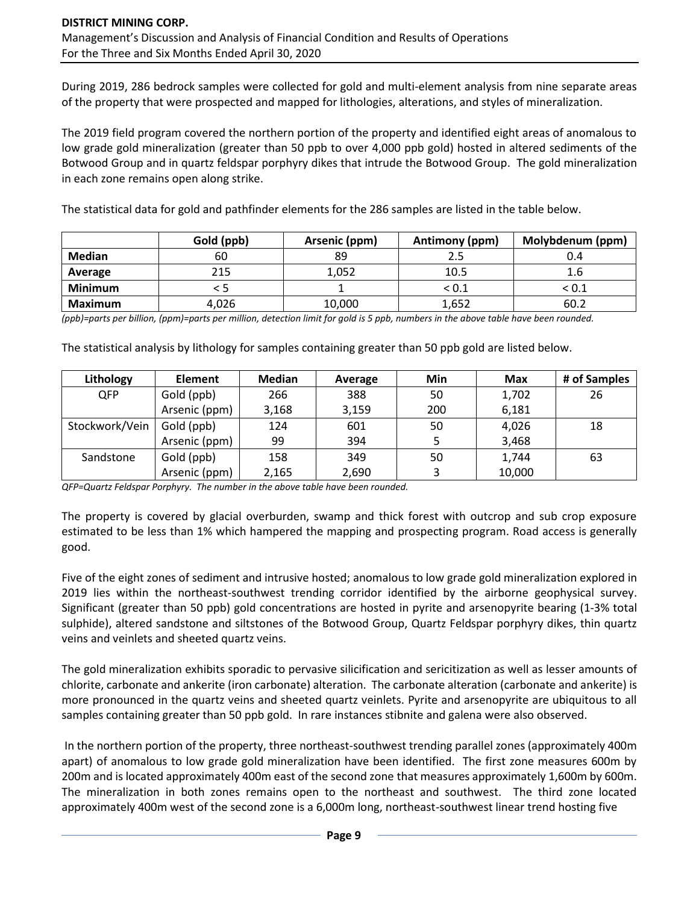During 2019, 286 bedrock samples were collected for gold and multi-element analysis from nine separate areas of the property that were prospected and mapped for lithologies, alterations, and styles of mineralization.

The 2019 field program covered the northern portion of the property and identified eight areas of anomalous to low grade gold mineralization (greater than 50 ppb to over 4,000 ppb gold) hosted in altered sediments of the Botwood Group and in quartz feldspar porphyry dikes that intrude the Botwood Group. The gold mineralization in each zone remains open along strike.

The statistical data for gold and pathfinder elements for the 286 samples are listed in the table below.

| | Gold (ppb) | Arsenic (ppm) | Antimony (ppm) | Molybdenum (ppm) |
|---|---|---|---|---|
| **Median** | 60 | 89 | 2.5 | 0.4 |
| **Average** | 215 | 1,052 | 10.5 | 1.6 |
| **Minimum** | < 5 | 1 | < 0.1 | < 0.1 |
| **Maximum** | 4,026 | 10,000 | 1,652 | 60.2 |

*(ppb)=parts per billion, (ppm)=parts per million, detection limit for gold is 5 ppb, numbers in the above table have been rounded.*

The statistical analysis by lithology for samples containing greater than 50 ppb gold are listed below.

| Lithology | Element | Median | Average | Min | Max | # of Samples |
|---|---|---|---|---|---|---|
| QFP | Gold (ppb) | 266 | 388 | 50 | 1,702 | 26 |
| | Arsenic (ppm) | 3,168 | 3,159 | 200 | 6,181 | |
| Stockwork/Vein | Gold (ppb) | 124 | 601 | 50 | 4,026 | 18 |
| | Arsenic (ppm) | 99 | 394 | 5 | 3,468 | |
| Sandstone | Gold (ppb) | 158 | 349 | 50 | 1,744 | 63 |
| | Arsenic (ppm) | 2,165 | 2,690 | 3 | 10,000 | |

*QFP=Quartz Feldspar Porphyry. The number in the above table have been rounded.*

The property is covered by glacial overburden, swamp and thick forest with outcrop and sub crop exposure estimated to be less than 1% which hampered the mapping and prospecting program. Road access is generally good.

Five of the eight zones of sediment and intrusive hosted; anomalous to low grade gold mineralization explored in 2019 lies within the northeast-southwest trending corridor identified by the airborne geophysical survey. Significant (greater than 50 ppb) gold concentrations are hosted in pyrite and arsenopyrite bearing (1-3% total sulphide), altered sandstone and siltstones of the Botwood Group, Quartz Feldspar porphyry dikes, thin quartz veins and veinlets and sheeted quartz veins.

The gold mineralization exhibits sporadic to pervasive silicification and sericitization as well as lesser amounts of chlorite, carbonate and ankerite (iron carbonate) alteration. The carbonate alteration (carbonate and ankerite) is more pronounced in the quartz veins and sheeted quartz veinlets. Pyrite and arsenopyrite are ubiquitous to all samples containing greater than 50 ppb gold. In rare instances stibnite and galena were also observed.

In the northern portion of the property, three northeast-southwest trending parallel zones (approximately 400m apart) of anomalous to low grade gold mineralization have been identified. The first zone measures 600m by 200m and is located approximately 400m east of the second zone that measures approximately 1,600m by 600m. The mineralization in both zones remains open to the northeast and southwest. The third zone located approximately 400m west of the second zone is a 6,000m long, northeast-southwest linear trend hosting five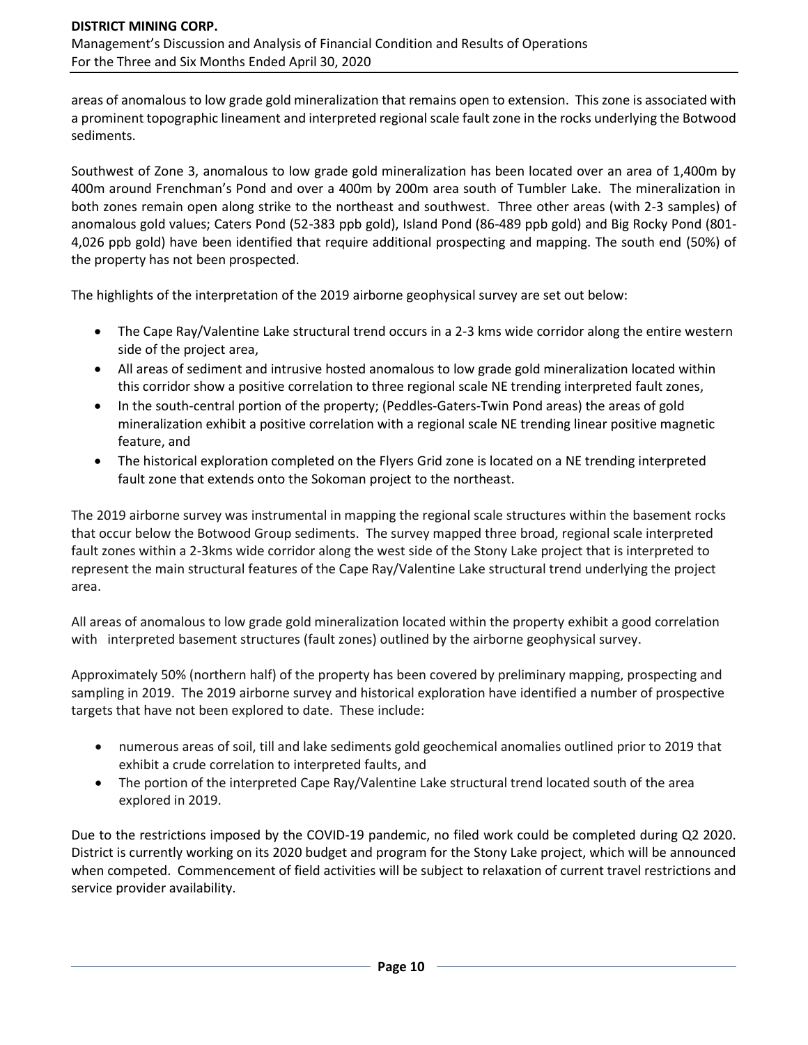areas of anomalous to low grade gold mineralization that remains open to extension. This zone is associated with a prominent topographic lineament and interpreted regional scale fault zone in the rocks underlying the Botwood sediments.

Southwest of Zone 3, anomalous to low grade gold mineralization has been located over an area of 1,400m by 400m around Frenchman's Pond and over a 400m by 200m area south of Tumbler Lake. The mineralization in both zones remain open along strike to the northeast and southwest. Three other areas (with 2-3 samples) of anomalous gold values; Caters Pond (52-383 ppb gold), Island Pond (86-489 ppb gold) and Big Rocky Pond (801-4,026 ppb gold) have been identified that require additional prospecting and mapping. The south end (50%) of the property has not been prospected.

The highlights of the interpretation of the 2019 airborne geophysical survey are set out below:

- The Cape Ray/Valentine Lake structural trend occurs in a 2-3 kms wide corridor along the entire western side of the project area,
- All areas of sediment and intrusive hosted anomalous to low grade gold mineralization located within this corridor show a positive correlation to three regional scale NE trending interpreted fault zones,
- In the south-central portion of the property; (Peddles-Gaters-Twin Pond areas) the areas of gold mineralization exhibit a positive correlation with a regional scale NE trending linear positive magnetic feature, and
- The historical exploration completed on the Flyers Grid zone is located on a NE trending interpreted fault zone that extends onto the Sokoman project to the northeast.

The 2019 airborne survey was instrumental in mapping the regional scale structures within the basement rocks that occur below the Botwood Group sediments. The survey mapped three broad, regional scale interpreted fault zones within a 2-3kms wide corridor along the west side of the Stony Lake project that is interpreted to represent the main structural features of the Cape Ray/Valentine Lake structural trend underlying the project area.

All areas of anomalous to low grade gold mineralization located within the property exhibit a good correlation with interpreted basement structures (fault zones) outlined by the airborne geophysical survey.

Approximately 50% (northern half) of the property has been covered by preliminary mapping, prospecting and sampling in 2019. The 2019 airborne survey and historical exploration have identified a number of prospective targets that have not been explored to date. These include:

- numerous areas of soil, till and lake sediments gold geochemical anomalies outlined prior to 2019 that exhibit a crude correlation to interpreted faults, and
- The portion of the interpreted Cape Ray/Valentine Lake structural trend located south of the area explored in 2019.

Due to the restrictions imposed by the COVID-19 pandemic, no filed work could be completed during Q2 2020. District is currently working on its 2020 budget and program for the Stony Lake project, which will be announced when competed. Commencement of field activities will be subject to relaxation of current travel restrictions and service provider availability.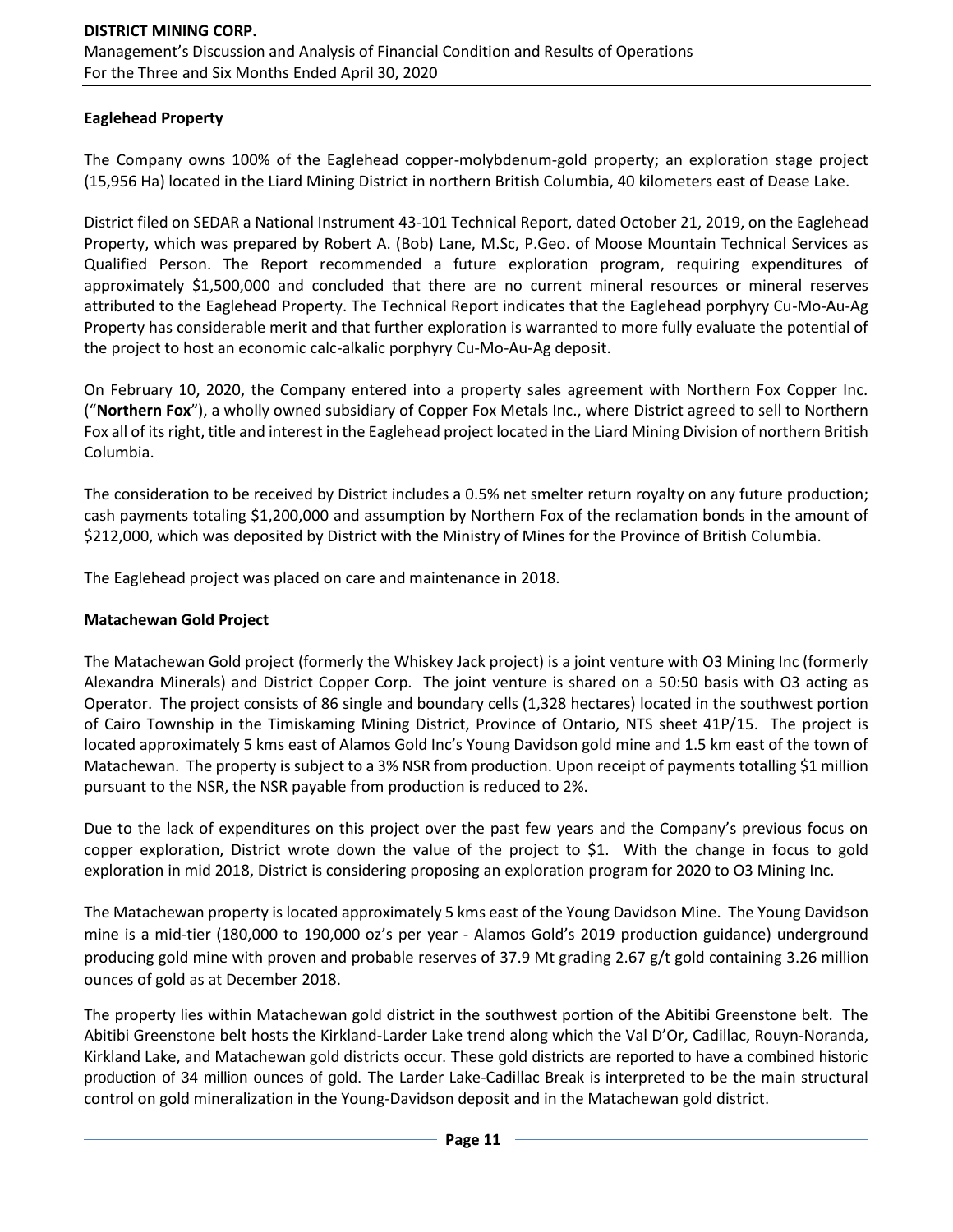**Eaglehead Property**

The Company owns 100% of the Eaglehead copper-molybdenum-gold property; an exploration stage project (15,956 Ha) located in the Liard Mining District in northern British Columbia, 40 kilometers east of Dease Lake.

District filed on SEDAR a National Instrument 43-101 Technical Report, dated October 21, 2019, on the Eaglehead Property, which was prepared by Robert A. (Bob) Lane, M.Sc, P.Geo. of Moose Mountain Technical Services as Qualified Person. The Report recommended a future exploration program, requiring expenditures of approximately $1,500,000 and concluded that there are no current mineral resources or mineral reserves attributed to the Eaglehead Property. The Technical Report indicates that the Eaglehead porphyry Cu-Mo-Au-Ag Property has considerable merit and that further exploration is warranted to more fully evaluate the potential of the project to host an economic calc-alkalic porphyry Cu-Mo-Au-Ag deposit.

On February 10, 2020, the Company entered into a property sales agreement with Northern Fox Copper Inc. ("**Northern Fox**"), a wholly owned subsidiary of Copper Fox Metals Inc., where District agreed to sell to Northern Fox all of its right, title and interest in the Eaglehead project located in the Liard Mining Division of northern British Columbia.

The consideration to be received by District includes a 0.5% net smelter return royalty on any future production; cash payments totaling $1,200,000 and assumption by Northern Fox of the reclamation bonds in the amount of $212,000, which was deposited by District with the Ministry of Mines for the Province of British Columbia.

The Eaglehead project was placed on care and maintenance in 2018.

**Matachewan Gold Project**

The Matachewan Gold project (formerly the Whiskey Jack project) is a joint venture with O3 Mining Inc (formerly Alexandra Minerals) and District Copper Corp. The joint venture is shared on a 50:50 basis with O3 acting as Operator. The project consists of 86 single and boundary cells (1,328 hectares) located in the southwest portion of Cairo Township in the Timiskaming Mining District, Province of Ontario, NTS sheet 41P/15. The project is located approximately 5 kms east of Alamos Gold Inc's Young Davidson gold mine and 1.5 km east of the town of Matachewan. The property is subject to a 3% NSR from production. Upon receipt of payments totalling $1 million pursuant to the NSR, the NSR payable from production is reduced to 2%.

Due to the lack of expenditures on this project over the past few years and the Company's previous focus on copper exploration, District wrote down the value of the project to $1. With the change in focus to gold exploration in mid 2018, District is considering proposing an exploration program for 2020 to O3 Mining Inc.

The Matachewan property is located approximately 5 kms east of the Young Davidson Mine. The Young Davidson mine is a mid-tier (180,000 to 190,000 oz's per year - Alamos Gold's 2019 production guidance) underground producing gold mine with proven and probable reserves of 37.9 Mt grading 2.67 g/t gold containing 3.26 million ounces of gold as at December 2018.

The property lies within Matachewan gold district in the southwest portion of the Abitibi Greenstone belt. The Abitibi Greenstone belt hosts the Kirkland-Larder Lake trend along which the Val D'Or, Cadillac, Rouyn-Noranda, Kirkland Lake, and Matachewan gold districts occur. These gold districts are reported to have a combined historic production of 34 million ounces of gold. The Larder Lake-Cadillac Break is interpreted to be the main structural control on gold mineralization in the Young-Davidson deposit and in the Matachewan gold district.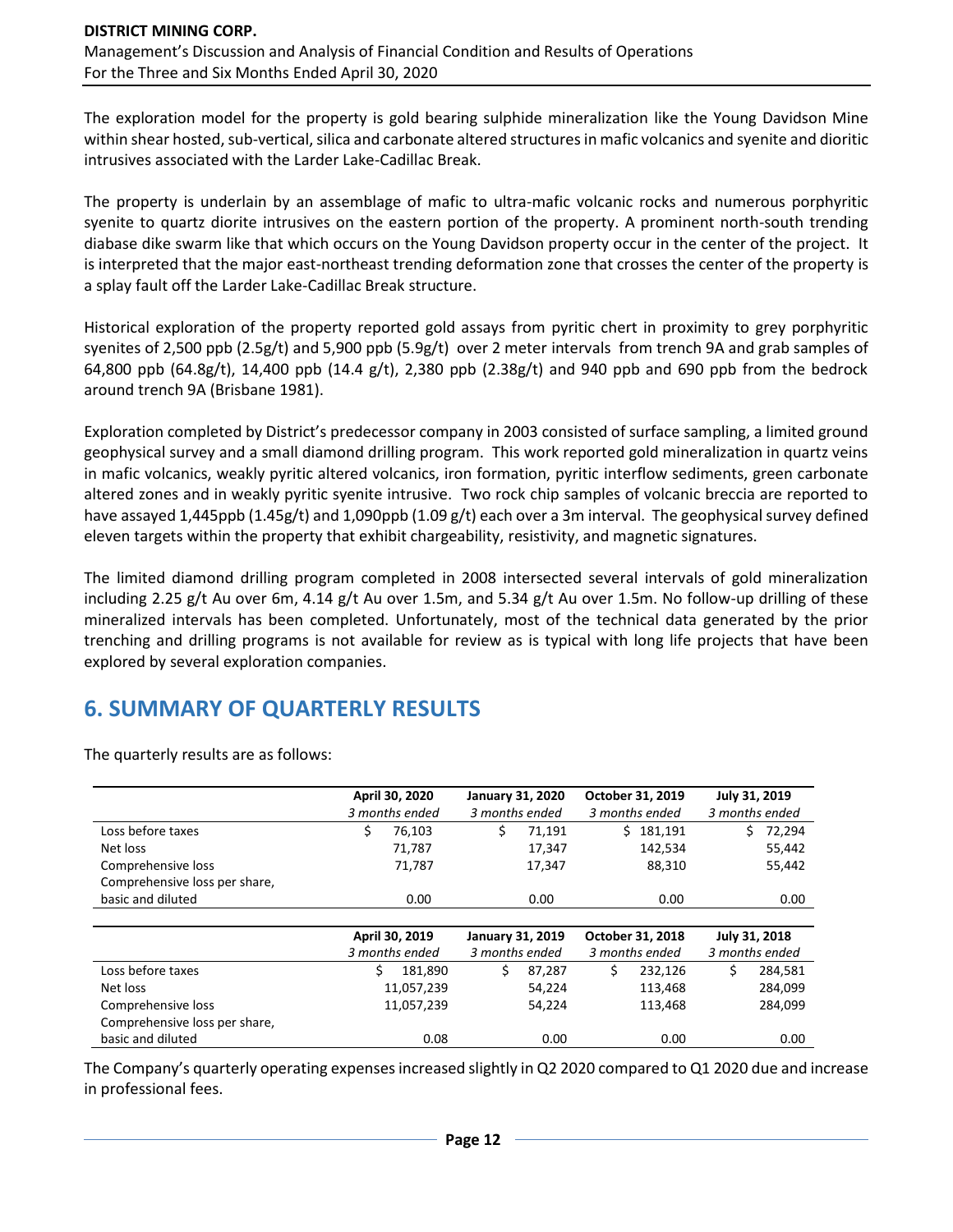The exploration model for the property is gold bearing sulphide mineralization like the Young Davidson Mine within shear hosted, sub-vertical, silica and carbonate altered structures in mafic volcanics and syenite and dioritic intrusives associated with the Larder Lake-Cadillac Break.

The property is underlain by an assemblage of mafic to ultra-mafic volcanic rocks and numerous porphyritic syenite to quartz diorite intrusives on the eastern portion of the property. A prominent north-south trending diabase dike swarm like that which occurs on the Young Davidson property occur in the center of the project. It is interpreted that the major east-northeast trending deformation zone that crosses the center of the property is a splay fault off the Larder Lake-Cadillac Break structure.

Historical exploration of the property reported gold assays from pyritic chert in proximity to grey porphyritic syenites of 2,500 ppb (2.5g/t) and 5,900 ppb (5.9g/t) over 2 meter intervals from trench 9A and grab samples of 64,800 ppb (64.8g/t), 14,400 ppb (14.4 g/t), 2,380 ppb (2.38g/t) and 940 ppb and 690 ppb from the bedrock around trench 9A (Brisbane 1981).

Exploration completed by District's predecessor company in 2003 consisted of surface sampling, a limited ground geophysical survey and a small diamond drilling program. This work reported gold mineralization in quartz veins in mafic volcanics, weakly pyritic altered volcanics, iron formation, pyritic interflow sediments, green carbonate altered zones and in weakly pyritic syenite intrusive. Two rock chip samples of volcanic breccia are reported to have assayed 1,445ppb (1.45g/t) and 1,090ppb (1.09 g/t) each over a 3m interval. The geophysical survey defined eleven targets within the property that exhibit chargeability, resistivity, and magnetic signatures.

The limited diamond drilling program completed in 2008 intersected several intervals of gold mineralization including 2.25 g/t Au over 6m, 4.14 g/t Au over 1.5m, and 5.34 g/t Au over 1.5m. No follow-up drilling of these mineralized intervals has been completed. Unfortunately, most of the technical data generated by the prior trenching and drilling programs is not available for review as is typical with long life projects that have been explored by several exploration companies.

# 6. SUMMARY OF QUARTERLY RESULTS

The quarterly results are as follows:

| | April 30, 2020<br>*3 months ended* | January 31, 2020<br>*3 months ended* | October 31, 2019<br>*3 months ended* | July 31, 2019<br>*3 months ended* |
|---|---|---|---|---|
| Loss before taxes | $ 76,103 | $ 71,191 | $ 181,191 | $ 72,294 |
| Net loss | 71,787 | 17,347 | 142,534 | 55,442 |
| Comprehensive loss | 71,787 | 17,347 | 88,310 | 55,442 |
| Comprehensive loss per share, basic and diluted | 0.00 | 0.00 | 0.00 | 0.00 |

| | April 30, 2019<br>*3 months ended* | January 31, 2019<br>*3 months ended* | October 31, 2018<br>*3 months ended* | July 31, 2018<br>*3 months ended* |
|---|---|---|---|---|
| Loss before taxes | $ 181,890 | $ 87,287 | $ 232,126 | $ 284,581 |
| Net loss | 11,057,239 | 54,224 | 113,468 | 284,099 |
| Comprehensive loss | 11,057,239 | 54,224 | 113,468 | 284,099 |
| Comprehensive loss per share, basic and diluted | 0.08 | 0.00 | 0.00 | 0.00 |

The Company's quarterly operating expenses increased slightly in Q2 2020 compared to Q1 2020 due and increase in professional fees.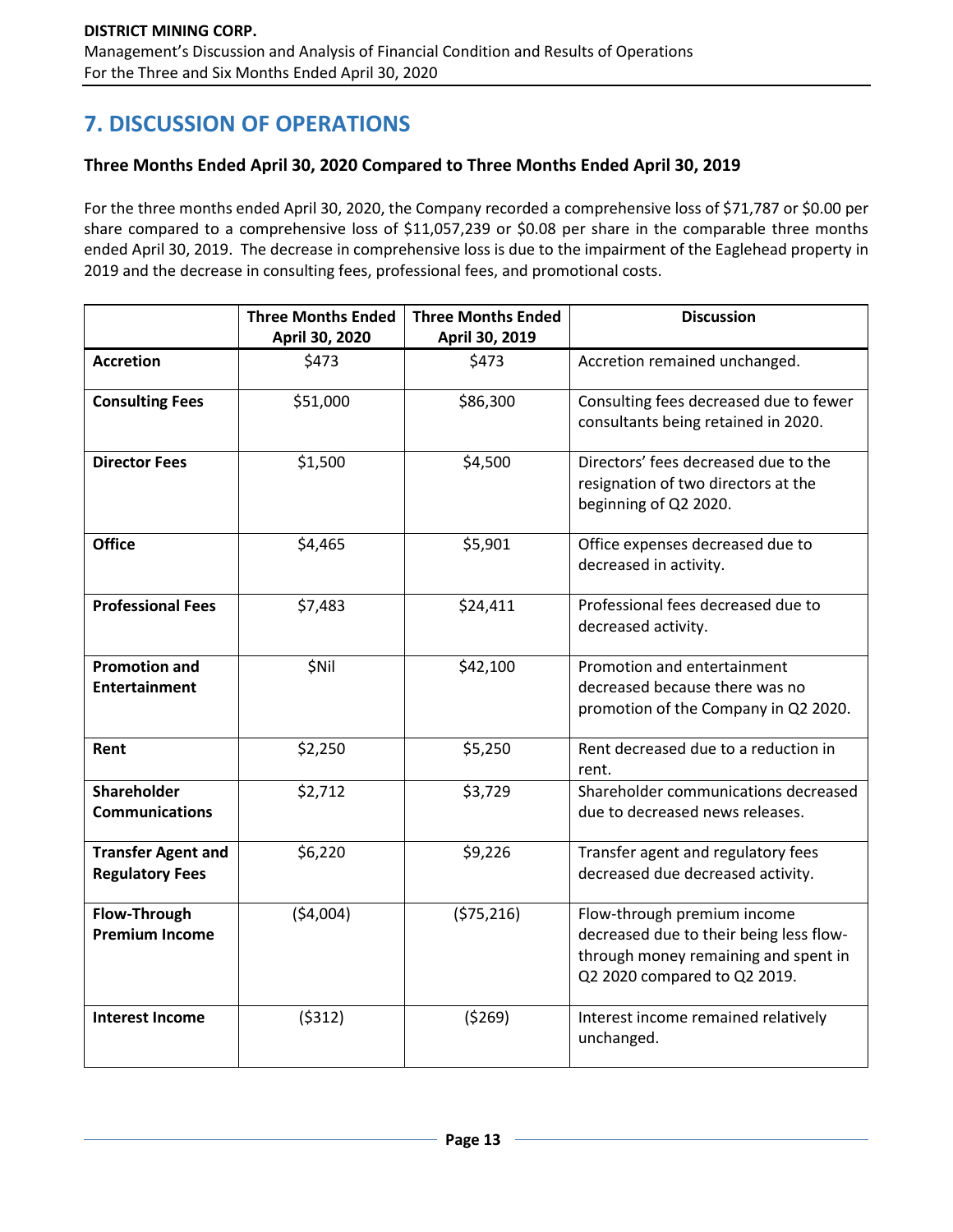# 7. DISCUSSION OF OPERATIONS

### Three Months Ended April 30, 2020 Compared to Three Months Ended April 30, 2019

For the three months ended April 30, 2020, the Company recorded a comprehensive loss of $71,787 or $0.00 per share compared to a comprehensive loss of $11,057,239 or $0.08 per share in the comparable three months ended April 30, 2019. The decrease in comprehensive loss is due to the impairment of the Eaglehead property in 2019 and the decrease in consulting fees, professional fees, and promotional costs.

| | Three Months Ended April 30, 2020 | Three Months Ended April 30, 2019 | Discussion |
|---|---|---|---|
| **Accretion** | $473 | $473 | Accretion remained unchanged. |
| **Consulting Fees** | $51,000 | $86,300 | Consulting fees decreased due to fewer consultants being retained in 2020. |
| **Director Fees** | $1,500 | $4,500 | Directors' fees decreased due to the resignation of two directors at the beginning of Q2 2020. |
| **Office** | $4,465 | $5,901 | Office expenses decreased due to decreased in activity. |
| **Professional Fees** | $7,483 | $24,411 | Professional fees decreased due to decreased activity. |
| **Promotion and Entertainment** | $Nil | $42,100 | Promotion and entertainment decreased because there was no promotion of the Company in Q2 2020. |
| **Rent** | $2,250 | $5,250 | Rent decreased due to a reduction in rent. |
| **Shareholder Communications** | $2,712 | $3,729 | Shareholder communications decreased due to decreased news releases. |
| **Transfer Agent and Regulatory Fees** | $6,220 | $9,226 | Transfer agent and regulatory fees decreased due decreased activity. |
| **Flow-Through Premium Income** | ($4,004) | ($75,216) | Flow-through premium income decreased due to their being less flow-through money remaining and spent in Q2 2020 compared to Q2 2019. |
| **Interest Income** | ($312) | ($269) | Interest income remained relatively unchanged. |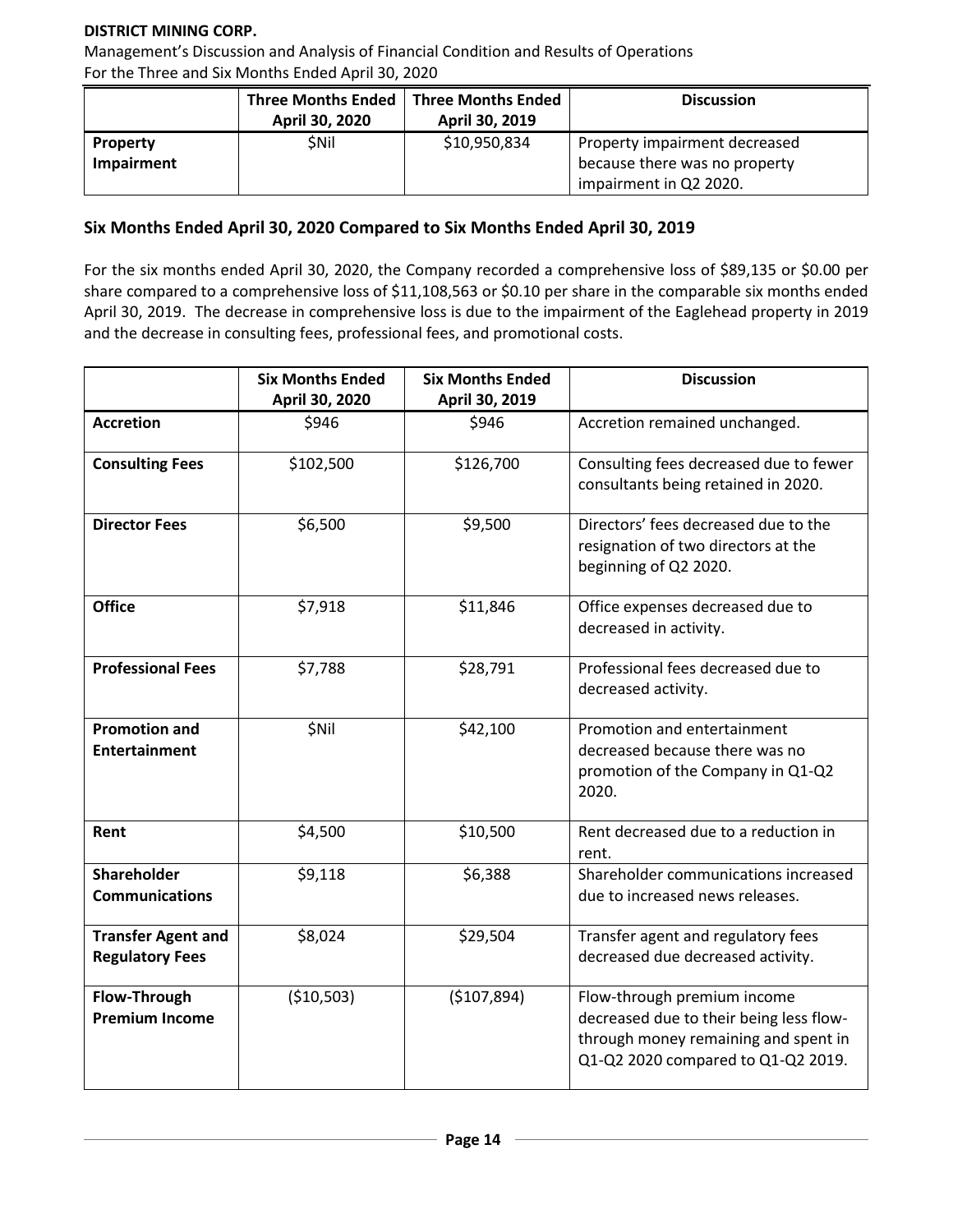| | Three Months Ended April 30, 2020 | Three Months Ended April 30, 2019 | Discussion |
|---|---|---|---|
| **Property Impairment** | $Nil | $10,950,834 | Property impairment decreased because there was no property impairment in Q2 2020. |

## Six Months Ended April 30, 2020 Compared to Six Months Ended April 30, 2019

For the six months ended April 30, 2020, the Company recorded a comprehensive loss of $89,135 or $0.00 per share compared to a comprehensive loss of $11,108,563 or $0.10 per share in the comparable six months ended April 30, 2019. The decrease in comprehensive loss is due to the impairment of the Eaglehead property in 2019 and the decrease in consulting fees, professional fees, and promotional costs.

| | Six Months Ended April 30, 2020 | Six Months Ended April 30, 2019 | Discussion |
|---|---|---|---|
| **Accretion** | $946 | $946 | Accretion remained unchanged. |
| **Consulting Fees** | $102,500 | $126,700 | Consulting fees decreased due to fewer consultants being retained in 2020. |
| **Director Fees** | $6,500 | $9,500 | Directors' fees decreased due to the resignation of two directors at the beginning of Q2 2020. |
| **Office** | $7,918 | $11,846 | Office expenses decreased due to decreased in activity. |
| **Professional Fees** | $7,788 | $28,791 | Professional fees decreased due to decreased activity. |
| **Promotion and Entertainment** | $Nil | $42,100 | Promotion and entertainment decreased because there was no promotion of the Company in Q1-Q2 2020. |
| **Rent** | $4,500 | $10,500 | Rent decreased due to a reduction in rent. |
| **Shareholder Communications** | $9,118 | $6,388 | Shareholder communications increased due to increased news releases. |
| **Transfer Agent and Regulatory Fees** | $8,024 | $29,504 | Transfer agent and regulatory fees decreased due decreased activity. |
| **Flow-Through Premium Income** | ($10,503) | ($107,894) | Flow-through premium income decreased due to their being less flow-through money remaining and spent in Q1-Q2 2020 compared to Q1-Q2 2019. |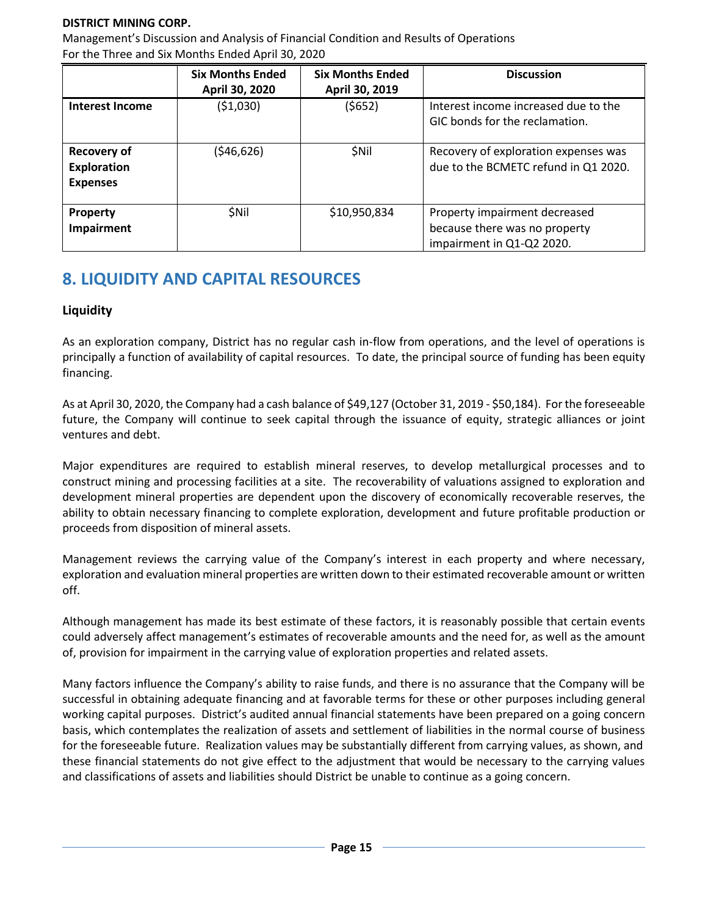| | Six Months Ended April 30, 2020 | Six Months Ended April 30, 2019 | Discussion |
|---|---|---|---|
| **Interest Income** | ($1,030) | ($652) | Interest income increased due to the GIC bonds for the reclamation. |
| **Recovery of Exploration Expenses** | ($46,626) | $Nil | Recovery of exploration expenses was due to the BCMETC refund in Q1 2020. |
| **Property Impairment** | $Nil | $10,950,834 | Property impairment decreased because there was no property impairment in Q1-Q2 2020. |

# 8. LIQUIDITY AND CAPITAL RESOURCES

### Liquidity

As an exploration company, District has no regular cash in-flow from operations, and the level of operations is principally a function of availability of capital resources. To date, the principal source of funding has been equity financing.

As at April 30, 2020, the Company had a cash balance of $49,127 (October 31, 2019 - $50,184). For the foreseeable future, the Company will continue to seek capital through the issuance of equity, strategic alliances or joint ventures and debt.

Major expenditures are required to establish mineral reserves, to develop metallurgical processes and to construct mining and processing facilities at a site. The recoverability of valuations assigned to exploration and development mineral properties are dependent upon the discovery of economically recoverable reserves, the ability to obtain necessary financing to complete exploration, development and future profitable production or proceeds from disposition of mineral assets.

Management reviews the carrying value of the Company's interest in each property and where necessary, exploration and evaluation mineral properties are written down to their estimated recoverable amount or written off.

Although management has made its best estimate of these factors, it is reasonably possible that certain events could adversely affect management's estimates of recoverable amounts and the need for, as well as the amount of, provision for impairment in the carrying value of exploration properties and related assets.

Many factors influence the Company's ability to raise funds, and there is no assurance that the Company will be successful in obtaining adequate financing and at favorable terms for these or other purposes including general working capital purposes. District's audited annual financial statements have been prepared on a going concern basis, which contemplates the realization of assets and settlement of liabilities in the normal course of business for the foreseeable future. Realization values may be substantially different from carrying values, as shown, and these financial statements do not give effect to the adjustment that would be necessary to the carrying values and classifications of assets and liabilities should District be unable to continue as a going concern.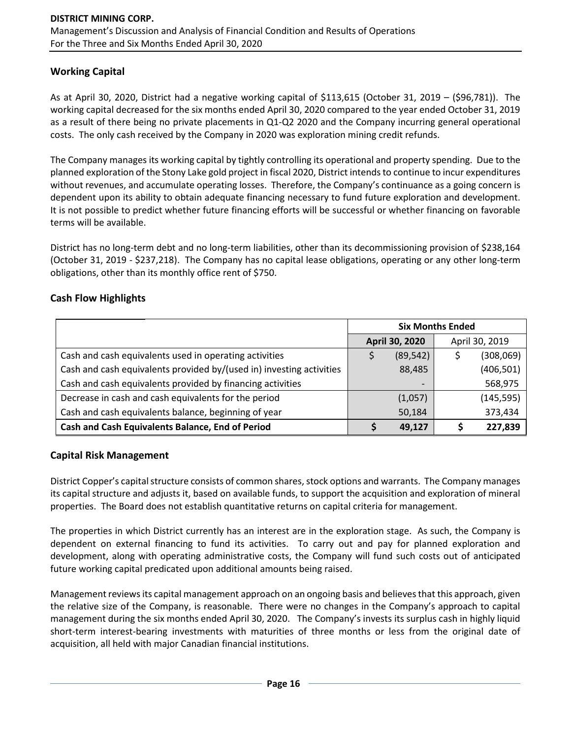## Working Capital

As at April 30, 2020, District had a negative working capital of $113,615 (October 31, 2019 – ($96,781)). The working capital decreased for the six months ended April 30, 2020 compared to the year ended October 31, 2019 as a result of there being no private placements in Q1-Q2 2020 and the Company incurring general operational costs. The only cash received by the Company in 2020 was exploration mining credit refunds.

The Company manages its working capital by tightly controlling its operational and property spending. Due to the planned exploration of the Stony Lake gold project in fiscal 2020, District intends to continue to incur expenditures without revenues, and accumulate operating losses. Therefore, the Company's continuance as a going concern is dependent upon its ability to obtain adequate financing necessary to fund future exploration and development. It is not possible to predict whether future financing efforts will be successful or whether financing on favorable terms will be available.

District has no long-term debt and no long-term liabilities, other than its decommissioning provision of $238,164 (October 31, 2019 - $237,218). The Company has no capital lease obligations, operating or any other long-term obligations, other than its monthly office rent of $750.

## Cash Flow Highlights

| | Six Months Ended | |
|---|---|---|
| | **April 30, 2020** | April 30, 2019 |
| Cash and cash equivalents used in operating activities | $ (89,542) | $ (308,069) |
| Cash and cash equivalents provided by/(used in) investing activities | 88,485 | (406,501) |
| Cash and cash equivalents provided by financing activities | - | 568,975 |
| Decrease in cash and cash equivalents for the period | (1,057) | (145,595) |
| Cash and cash equivalents balance, beginning of year | 50,184 | 373,434 |
| **Cash and Cash Equivalents Balance, End of Period** | **$ 49,127** | **$ 227,839** |

## Capital Risk Management

District Copper's capital structure consists of common shares, stock options and warrants. The Company manages its capital structure and adjusts it, based on available funds, to support the acquisition and exploration of mineral properties. The Board does not establish quantitative returns on capital criteria for management.

The properties in which District currently has an interest are in the exploration stage. As such, the Company is dependent on external financing to fund its activities. To carry out and pay for planned exploration and development, along with operating administrative costs, the Company will fund such costs out of anticipated future working capital predicated upon additional amounts being raised.

Management reviews its capital management approach on an ongoing basis and believes that this approach, given the relative size of the Company, is reasonable. There were no changes in the Company's approach to capital management during the six months ended April 30, 2020. The Company's invests its surplus cash in highly liquid short-term interest-bearing investments with maturities of three months or less from the original date of acquisition, all held with major Canadian financial institutions.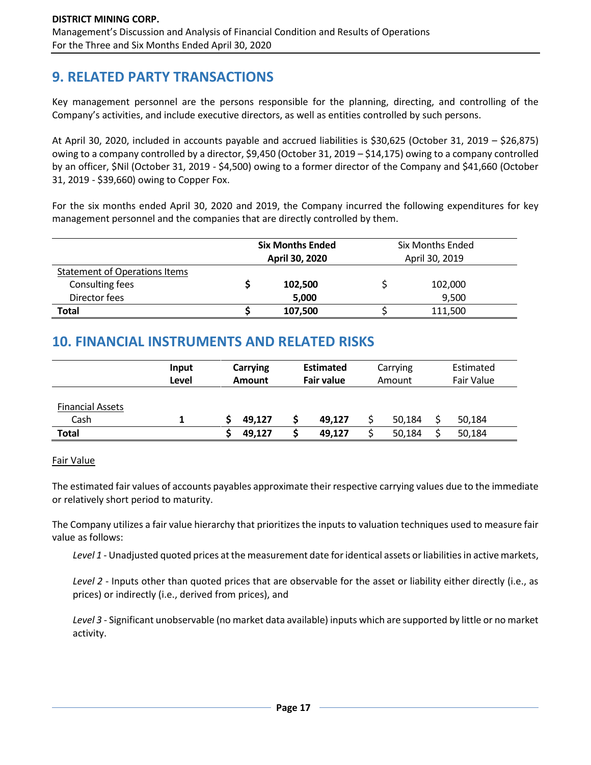## 9. RELATED PARTY TRANSACTIONS

Key management personnel are the persons responsible for the planning, directing, and controlling of the Company's activities, and include executive directors, as well as entities controlled by such persons.

At April 30, 2020, included in accounts payable and accrued liabilities is $30,625 (October 31, 2019 – $26,875) owing to a company controlled by a director, $9,450 (October 31, 2019 – $14,175) owing to a company controlled by an officer, $Nil (October 31, 2019 - $4,500) owing to a former director of the Company and $41,660 (October 31, 2019 - $39,660) owing to Copper Fox.

For the six months ended April 30, 2020 and 2019, the Company incurred the following expenditures for key management personnel and the companies that are directly controlled by them.

| | | **Six Months Ended April 30, 2020** | | Six Months Ended April 30, 2019 |
|---|---|---|---|---|
| Statement of Operations Items | | | | |
| Consulting fees | **$** | **102,500** | $ | 102,000 |
| Director fees | | **5,000** | | 9,500 |
| **Total** | **$** | **107,500** | $ | 111,500 |

## 10. FINANCIAL INSTRUMENTS AND RELATED RISKS

| | **Input Level** | | **Carrying Amount** | | **Estimated Fair value** | | Carrying Amount | | Estimated Fair Value |
|---|---|---|---|---|---|---|---|---|---|
| Financial Assets | | | | | | | | | |
| Cash | **1** | **$** | **49,127** | **$** | **49,127** | $ | 50,184 | $ | 50,184 |
| **Total** | | **$** | **49,127** | **$** | **49,127** | $ | 50,184 | $ | 50,184 |

Fair Value

The estimated fair values of accounts payables approximate their respective carrying values due to the immediate or relatively short period to maturity.

The Company utilizes a fair value hierarchy that prioritizes the inputs to valuation techniques used to measure fair value as follows:

*Level 1* - Unadjusted quoted prices at the measurement date for identical assets or liabilities in active markets,

*Level 2* - Inputs other than quoted prices that are observable for the asset or liability either directly (i.e., as prices) or indirectly (i.e., derived from prices), and

*Level 3* - Significant unobservable (no market data available) inputs which are supported by little or no market activity.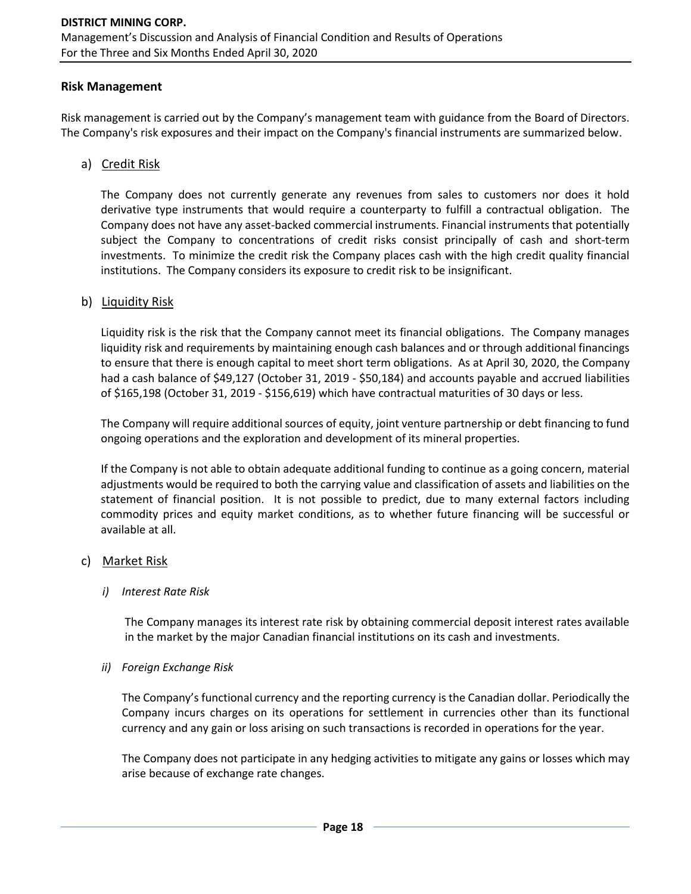## Risk Management

Risk management is carried out by the Company's management team with guidance from the Board of Directors. The Company's risk exposures and their impact on the Company's financial instruments are summarized below.

a) Credit Risk

The Company does not currently generate any revenues from sales to customers nor does it hold derivative type instruments that would require a counterparty to fulfill a contractual obligation. The Company does not have any asset-backed commercial instruments. Financial instruments that potentially subject the Company to concentrations of credit risks consist principally of cash and short-term investments. To minimize the credit risk the Company places cash with the high credit quality financial institutions. The Company considers its exposure to credit risk to be insignificant.

b) Liquidity Risk

Liquidity risk is the risk that the Company cannot meet its financial obligations. The Company manages liquidity risk and requirements by maintaining enough cash balances and or through additional financings to ensure that there is enough capital to meet short term obligations. As at April 30, 2020, the Company had a cash balance of $49,127 (October 31, 2019 - $50,184) and accounts payable and accrued liabilities of $165,198 (October 31, 2019 - $156,619) which have contractual maturities of 30 days or less.

The Company will require additional sources of equity, joint venture partnership or debt financing to fund ongoing operations and the exploration and development of its mineral properties.

If the Company is not able to obtain adequate additional funding to continue as a going concern, material adjustments would be required to both the carrying value and classification of assets and liabilities on the statement of financial position. It is not possible to predict, due to many external factors including commodity prices and equity market conditions, as to whether future financing will be successful or available at all.

c) Market Risk

*i) Interest Rate Risk*

The Company manages its interest rate risk by obtaining commercial deposit interest rates available in the market by the major Canadian financial institutions on its cash and investments.

*ii) Foreign Exchange Risk*

The Company's functional currency and the reporting currency is the Canadian dollar. Periodically the Company incurs charges on its operations for settlement in currencies other than its functional currency and any gain or loss arising on such transactions is recorded in operations for the year.

The Company does not participate in any hedging activities to mitigate any gains or losses which may arise because of exchange rate changes.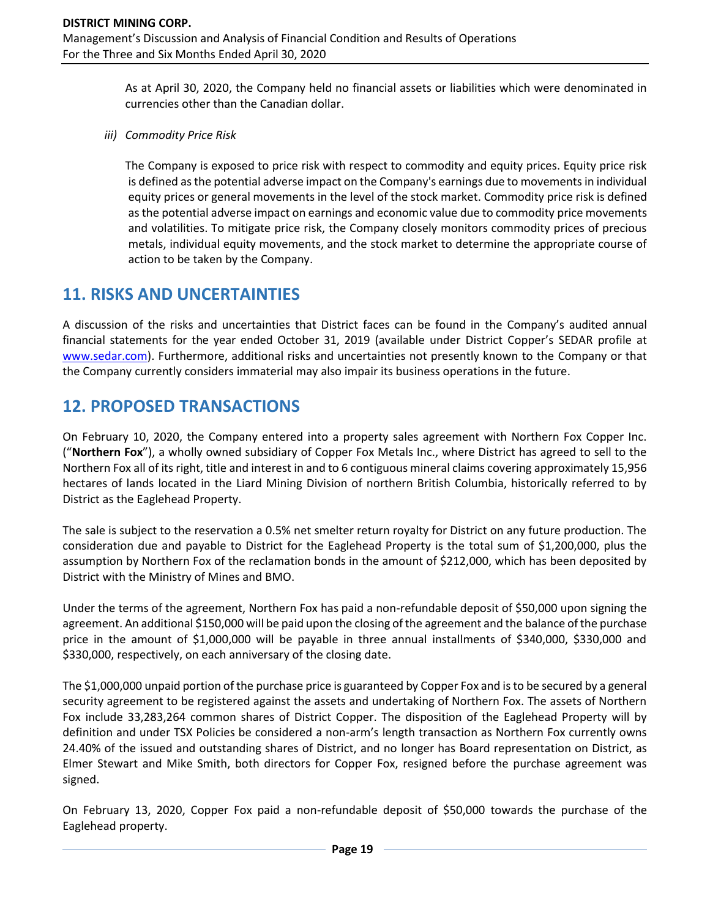As at April 30, 2020, the Company held no financial assets or liabilities which were denominated in currencies other than the Canadian dollar.

*iii) Commodity Price Risk*

The Company is exposed to price risk with respect to commodity and equity prices. Equity price risk is defined as the potential adverse impact on the Company's earnings due to movements in individual equity prices or general movements in the level of the stock market. Commodity price risk is defined as the potential adverse impact on earnings and economic value due to commodity price movements and volatilities. To mitigate price risk, the Company closely monitors commodity prices of precious metals, individual equity movements, and the stock market to determine the appropriate course of action to be taken by the Company.

## 11. RISKS AND UNCERTAINTIES

A discussion of the risks and uncertainties that District faces can be found in the Company's audited annual financial statements for the year ended October 31, 2019 (available under District Copper's SEDAR profile at www.sedar.com). Furthermore, additional risks and uncertainties not presently known to the Company or that the Company currently considers immaterial may also impair its business operations in the future.

## 12. PROPOSED TRANSACTIONS

On February 10, 2020, the Company entered into a property sales agreement with Northern Fox Copper Inc. ("**Northern Fox**"), a wholly owned subsidiary of Copper Fox Metals Inc., where District has agreed to sell to the Northern Fox all of its right, title and interest in and to 6 contiguous mineral claims covering approximately 15,956 hectares of lands located in the Liard Mining Division of northern British Columbia, historically referred to by District as the Eaglehead Property.

The sale is subject to the reservation a 0.5% net smelter return royalty for District on any future production. The consideration due and payable to District for the Eaglehead Property is the total sum of $1,200,000, plus the assumption by Northern Fox of the reclamation bonds in the amount of $212,000, which has been deposited by District with the Ministry of Mines and BMO.

Under the terms of the agreement, Northern Fox has paid a non-refundable deposit of $50,000 upon signing the agreement. An additional $150,000 will be paid upon the closing of the agreement and the balance of the purchase price in the amount of $1,000,000 will be payable in three annual installments of $340,000, $330,000 and $330,000, respectively, on each anniversary of the closing date.

The $1,000,000 unpaid portion of the purchase price is guaranteed by Copper Fox and is to be secured by a general security agreement to be registered against the assets and undertaking of Northern Fox. The assets of Northern Fox include 33,283,264 common shares of District Copper. The disposition of the Eaglehead Property will by definition and under TSX Policies be considered a non-arm's length transaction as Northern Fox currently owns 24.40% of the issued and outstanding shares of District, and no longer has Board representation on District, as Elmer Stewart and Mike Smith, both directors for Copper Fox, resigned before the purchase agreement was signed.

On February 13, 2020, Copper Fox paid a non-refundable deposit of $50,000 towards the purchase of the Eaglehead property.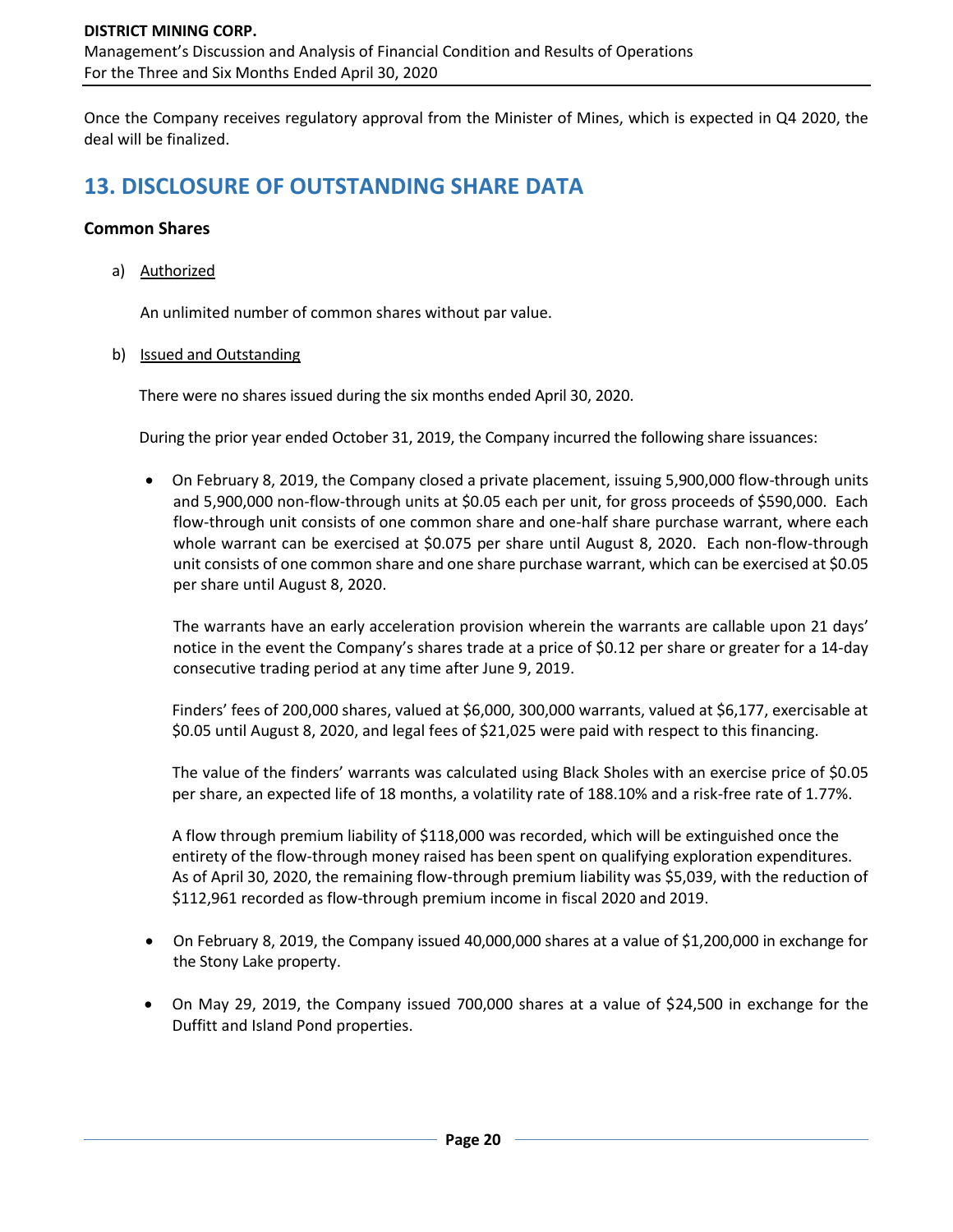Once the Company receives regulatory approval from the Minister of Mines, which is expected in Q4 2020, the deal will be finalized.

# 13. DISCLOSURE OF OUTSTANDING SHARE DATA

### Common Shares

a) Authorized

An unlimited number of common shares without par value.

b) Issued and Outstanding

There were no shares issued during the six months ended April 30, 2020.

During the prior year ended October 31, 2019, the Company incurred the following share issuances:

- On February 8, 2019, the Company closed a private placement, issuing 5,900,000 flow-through units and 5,900,000 non-flow-through units at $0.05 each per unit, for gross proceeds of $590,000. Each flow-through unit consists of one common share and one-half share purchase warrant, where each whole warrant can be exercised at $0.075 per share until August 8, 2020. Each non-flow-through unit consists of one common share and one share purchase warrant, which can be exercised at $0.05 per share until August 8, 2020.

  The warrants have an early acceleration provision wherein the warrants are callable upon 21 days' notice in the event the Company's shares trade at a price of $0.12 per share or greater for a 14-day consecutive trading period at any time after June 9, 2019.

  Finders' fees of 200,000 shares, valued at $6,000, 300,000 warrants, valued at $6,177, exercisable at $0.05 until August 8, 2020, and legal fees of $21,025 were paid with respect to this financing.

  The value of the finders' warrants was calculated using Black Sholes with an exercise price of $0.05 per share, an expected life of 18 months, a volatility rate of 188.10% and a risk-free rate of 1.77%.

  A flow through premium liability of $118,000 was recorded, which will be extinguished once the entirety of the flow-through money raised has been spent on qualifying exploration expenditures. As of April 30, 2020, the remaining flow-through premium liability was $5,039, with the reduction of $112,961 recorded as flow-through premium income in fiscal 2020 and 2019.

- On February 8, 2019, the Company issued 40,000,000 shares at a value of $1,200,000 in exchange for the Stony Lake property.

- On May 29, 2019, the Company issued 700,000 shares at a value of $24,500 in exchange for the Duffitt and Island Pond properties.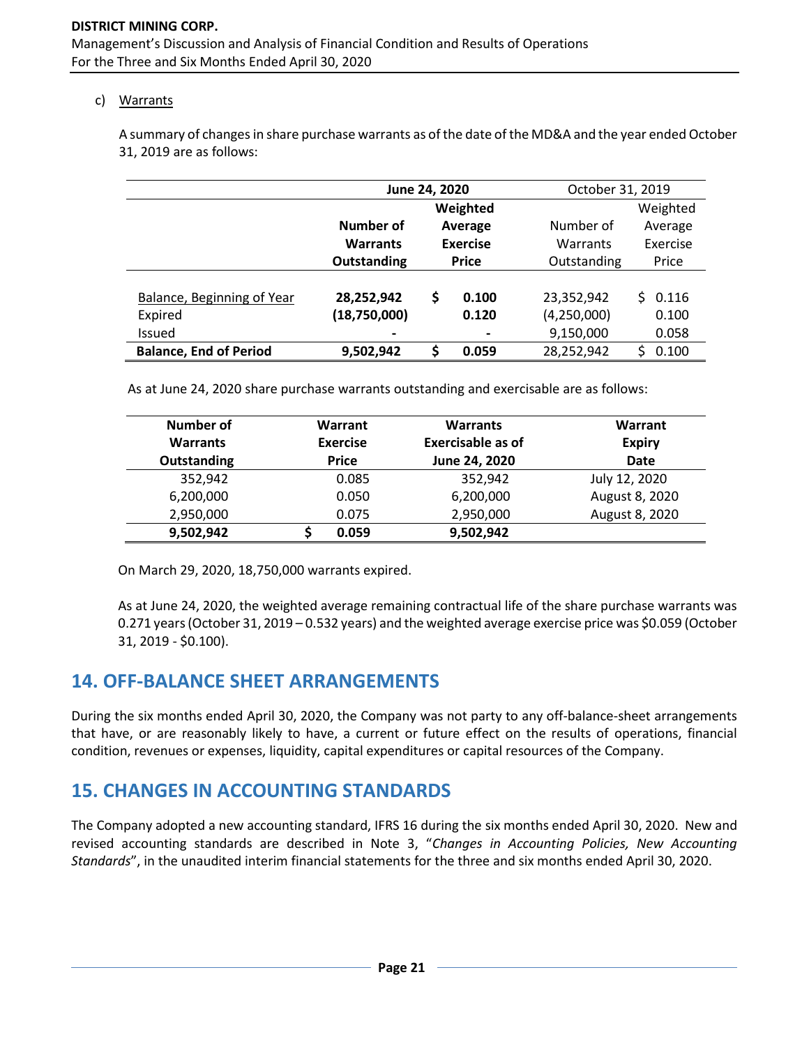c) Warrants

A summary of changes in share purchase warrants as of the date of the MD&A and the year ended October 31, 2019 are as follows:

| | **June 24, 2020** | | October 31, 2019 | |
|---|---|---|---|---|
| | **Number of Warrants Outstanding** | **Weighted Average Exercise Price** | Number of Warrants Outstanding | Weighted Average Exercise Price |
| Balance, Beginning of Year | **28,252,942** | **$ 0.100** | 23,352,942 | $ 0.116 |
| Expired | **(18,750,000)** | **0.120** | (4,250,000) | 0.100 |
| Issued | **-** | **-** | 9,150,000 | 0.058 |
| **Balance, End of Period** | **9,502,942** | **$ 0.059** | 28,252,942 | $ 0.100 |

As at June 24, 2020 share purchase warrants outstanding and exercisable are as follows:

| **Number of Warrants Outstanding** | **Warrant Exercise Price** | **Warrants Exercisable as of June 24, 2020** | **Warrant Expiry Date** |
|---|---|---|---|
| 352,942 | 0.085 | 352,942 | July 12, 2020 |
| 6,200,000 | 0.050 | 6,200,000 | August 8, 2020 |
| 2,950,000 | 0.075 | 2,950,000 | August 8, 2020 |
| **9,502,942** | **$ 0.059** | **9,502,942** | |

On March 29, 2020, 18,750,000 warrants expired.

As at June 24, 2020, the weighted average remaining contractual life of the share purchase warrants was 0.271 years (October 31, 2019 – 0.532 years) and the weighted average exercise price was $0.059 (October 31, 2019 - $0.100).

## 14. OFF-BALANCE SHEET ARRANGEMENTS

During the six months ended April 30, 2020, the Company was not party to any off-balance-sheet arrangements that have, or are reasonably likely to have, a current or future effect on the results of operations, financial condition, revenues or expenses, liquidity, capital expenditures or capital resources of the Company.

## 15. CHANGES IN ACCOUNTING STANDARDS

The Company adopted a new accounting standard, IFRS 16 during the six months ended April 30, 2020. New and revised accounting standards are described in Note 3, "*Changes in Accounting Policies, New Accounting Standards*", in the unaudited interim financial statements for the three and six months ended April 30, 2020.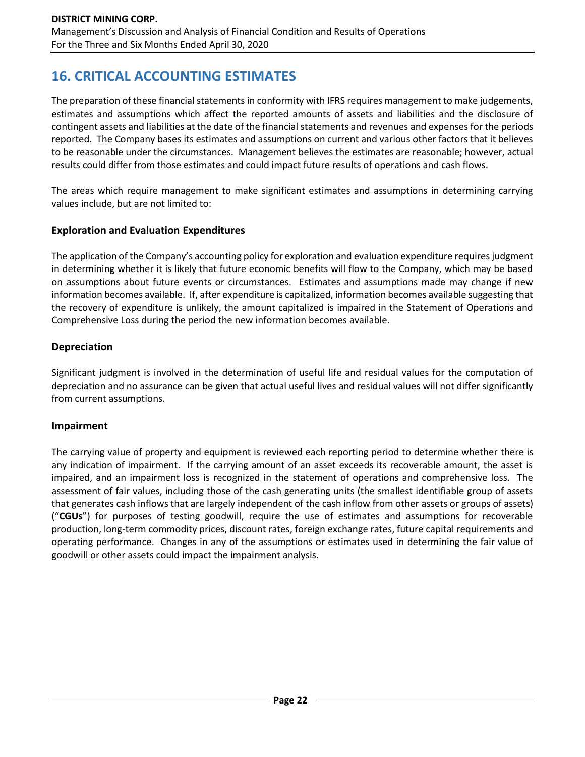## 16. CRITICAL ACCOUNTING ESTIMATES

The preparation of these financial statements in conformity with IFRS requires management to make judgements, estimates and assumptions which affect the reported amounts of assets and liabilities and the disclosure of contingent assets and liabilities at the date of the financial statements and revenues and expenses for the periods reported. The Company bases its estimates and assumptions on current and various other factors that it believes to be reasonable under the circumstances. Management believes the estimates are reasonable; however, actual results could differ from those estimates and could impact future results of operations and cash flows.

The areas which require management to make significant estimates and assumptions in determining carrying values include, but are not limited to:

### Exploration and Evaluation Expenditures

The application of the Company's accounting policy for exploration and evaluation expenditure requires judgment in determining whether it is likely that future economic benefits will flow to the Company, which may be based on assumptions about future events or circumstances. Estimates and assumptions made may change if new information becomes available. If, after expenditure is capitalized, information becomes available suggesting that the recovery of expenditure is unlikely, the amount capitalized is impaired in the Statement of Operations and Comprehensive Loss during the period the new information becomes available.

### Depreciation

Significant judgment is involved in the determination of useful life and residual values for the computation of depreciation and no assurance can be given that actual useful lives and residual values will not differ significantly from current assumptions.

### Impairment

The carrying value of property and equipment is reviewed each reporting period to determine whether there is any indication of impairment. If the carrying amount of an asset exceeds its recoverable amount, the asset is impaired, and an impairment loss is recognized in the statement of operations and comprehensive loss. The assessment of fair values, including those of the cash generating units (the smallest identifiable group of assets that generates cash inflows that are largely independent of the cash inflow from other assets or groups of assets) ("**CGUs**") for purposes of testing goodwill, require the use of estimates and assumptions for recoverable production, long-term commodity prices, discount rates, foreign exchange rates, future capital requirements and operating performance. Changes in any of the assumptions or estimates used in determining the fair value of goodwill or other assets could impact the impairment analysis.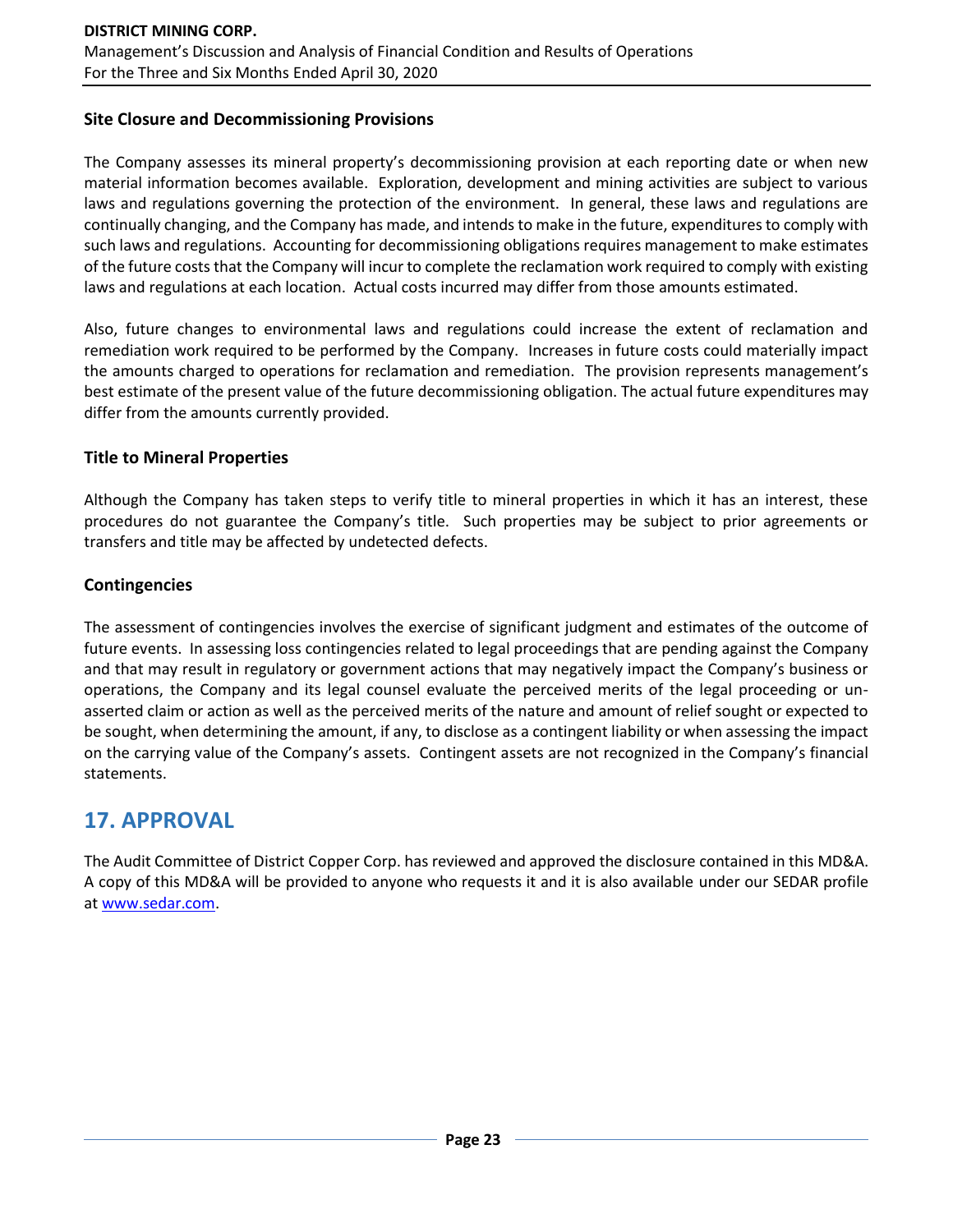### Site Closure and Decommissioning Provisions

The Company assesses its mineral property's decommissioning provision at each reporting date or when new material information becomes available. Exploration, development and mining activities are subject to various laws and regulations governing the protection of the environment. In general, these laws and regulations are continually changing, and the Company has made, and intends to make in the future, expenditures to comply with such laws and regulations. Accounting for decommissioning obligations requires management to make estimates of the future costs that the Company will incur to complete the reclamation work required to comply with existing laws and regulations at each location. Actual costs incurred may differ from those amounts estimated.

Also, future changes to environmental laws and regulations could increase the extent of reclamation and remediation work required to be performed by the Company. Increases in future costs could materially impact the amounts charged to operations for reclamation and remediation. The provision represents management's best estimate of the present value of the future decommissioning obligation. The actual future expenditures may differ from the amounts currently provided.

### Title to Mineral Properties

Although the Company has taken steps to verify title to mineral properties in which it has an interest, these procedures do not guarantee the Company's title. Such properties may be subject to prior agreements or transfers and title may be affected by undetected defects.

### Contingencies

The assessment of contingencies involves the exercise of significant judgment and estimates of the outcome of future events. In assessing loss contingencies related to legal proceedings that are pending against the Company and that may result in regulatory or government actions that may negatively impact the Company's business or operations, the Company and its legal counsel evaluate the perceived merits of the legal proceeding or un-asserted claim or action as well as the perceived merits of the nature and amount of relief sought or expected to be sought, when determining the amount, if any, to disclose as a contingent liability or when assessing the impact on the carrying value of the Company's assets. Contingent assets are not recognized in the Company's financial statements.

## 17. APPROVAL

The Audit Committee of District Copper Corp. has reviewed and approved the disclosure contained in this MD&A. A copy of this MD&A will be provided to anyone who requests it and it is also available under our SEDAR profile at www.sedar.com.